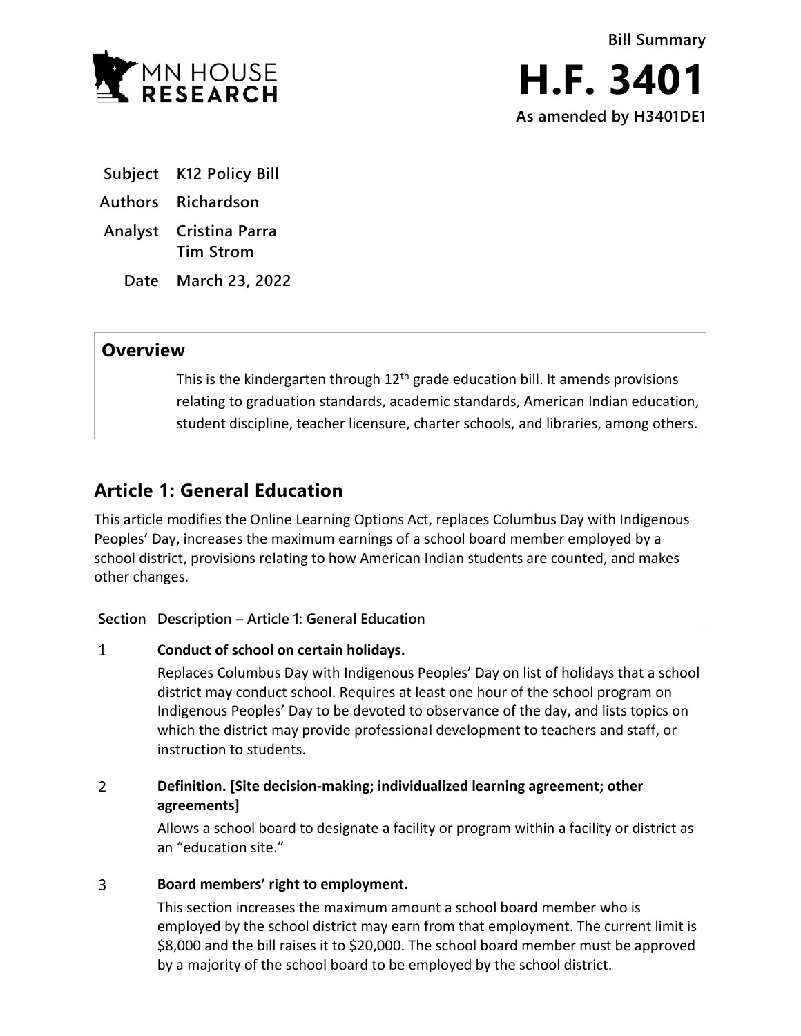**Bill Summary**

# H.F. 3401

**As amended by H3401DE1**

| | |
|---|---|
| **Subject** | **K12 Policy Bill** |
| **Authors** | **Richardson** |
| **Analyst** | **Cristina Parra**<br>**Tim Strom** |
| **Date** | **March 23, 2022** |

## Overview

This is the kindergarten through 12th grade education bill. It amends provisions relating to graduation standards, academic standards, American Indian education, student discipline, teacher licensure, charter schools, and libraries, among others.

## Article 1: General Education

This article modifies the Online Learning Options Act, replaces Columbus Day with Indigenous Peoples' Day, increases the maximum earnings of a school board member employed by a school district, provisions relating to how American Indian students are counted, and makes other changes.

| Section | Description – Article 1: General Education |
|---|---|
| 1 | **Conduct of school on certain holidays.**<br>Replaces Columbus Day with Indigenous Peoples' Day on list of holidays that a school district may conduct school. Requires at least one hour of the school program on Indigenous Peoples' Day to be devoted to observance of the day, and lists topics on which the district may provide professional development to teachers and staff, or instruction to students. |
| 2 | **Definition. [Site decision-making; individualized learning agreement; other agreements]**<br>Allows a school board to designate a facility or program within a facility or district as an "education site." |
| 3 | **Board members' right to employment.**<br>This section increases the maximum amount a school board member who is employed by the school district may earn from that employment. The current limit is \$8,000 and the bill raises it to \$20,000. The school board member must be approved by a majority of the school board to be employed by the school district. |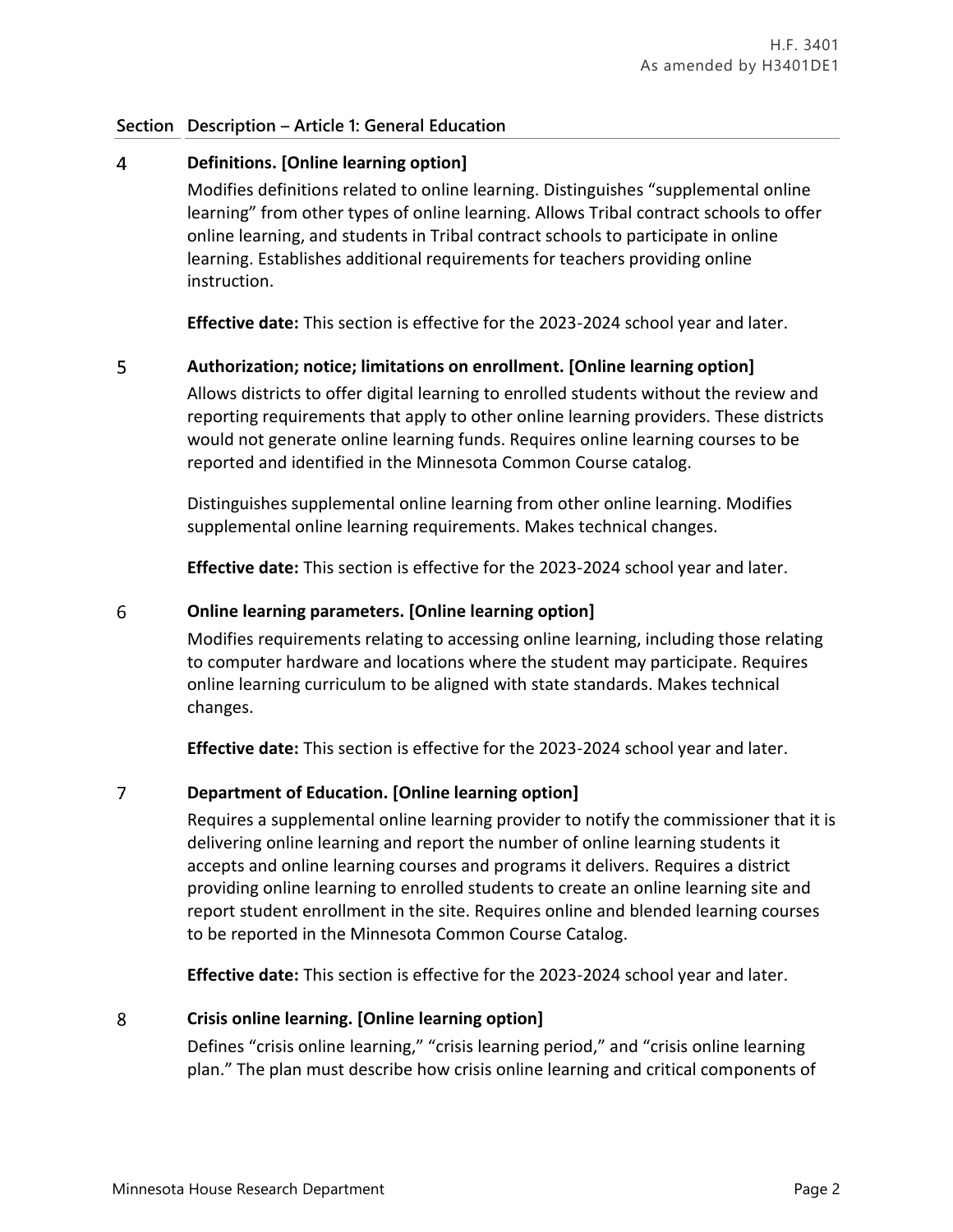| Section | Description – Article 1: General Education |
|---|---|
| 4 | **Definitions. [Online learning option]**<br><br>Modifies definitions related to online learning. Distinguishes "supplemental online learning" from other types of online learning. Allows Tribal contract schools to offer online learning, and students in Tribal contract schools to participate in online learning. Establishes additional requirements for teachers providing online instruction.<br><br>**Effective date:** This section is effective for the 2023-2024 school year and later. |
| 5 | **Authorization; notice; limitations on enrollment. [Online learning option]**<br><br>Allows districts to offer digital learning to enrolled students without the review and reporting requirements that apply to other online learning providers. These districts would not generate online learning funds. Requires online learning courses to be reported and identified in the Minnesota Common Course catalog.<br><br>Distinguishes supplemental online learning from other online learning. Modifies supplemental online learning requirements. Makes technical changes.<br><br>**Effective date:** This section is effective for the 2023-2024 school year and later. |
| 6 | **Online learning parameters. [Online learning option]**<br><br>Modifies requirements relating to accessing online learning, including those relating to computer hardware and locations where the student may participate. Requires online learning curriculum to be aligned with state standards. Makes technical changes.<br><br>**Effective date:** This section is effective for the 2023-2024 school year and later. |
| 7 | **Department of Education. [Online learning option]**<br><br>Requires a supplemental online learning provider to notify the commissioner that it is delivering online learning and report the number of online learning students it accepts and online learning courses and programs it delivers. Requires a district providing online learning to enrolled students to create an online learning site and report student enrollment in the site. Requires online and blended learning courses to be reported in the Minnesota Common Course Catalog.<br><br>**Effective date:** This section is effective for the 2023-2024 school year and later. |
| 8 | **Crisis online learning. [Online learning option]**<br><br>Defines "crisis online learning," "crisis learning period," and "crisis online learning plan." The plan must describe how crisis online learning and critical components of |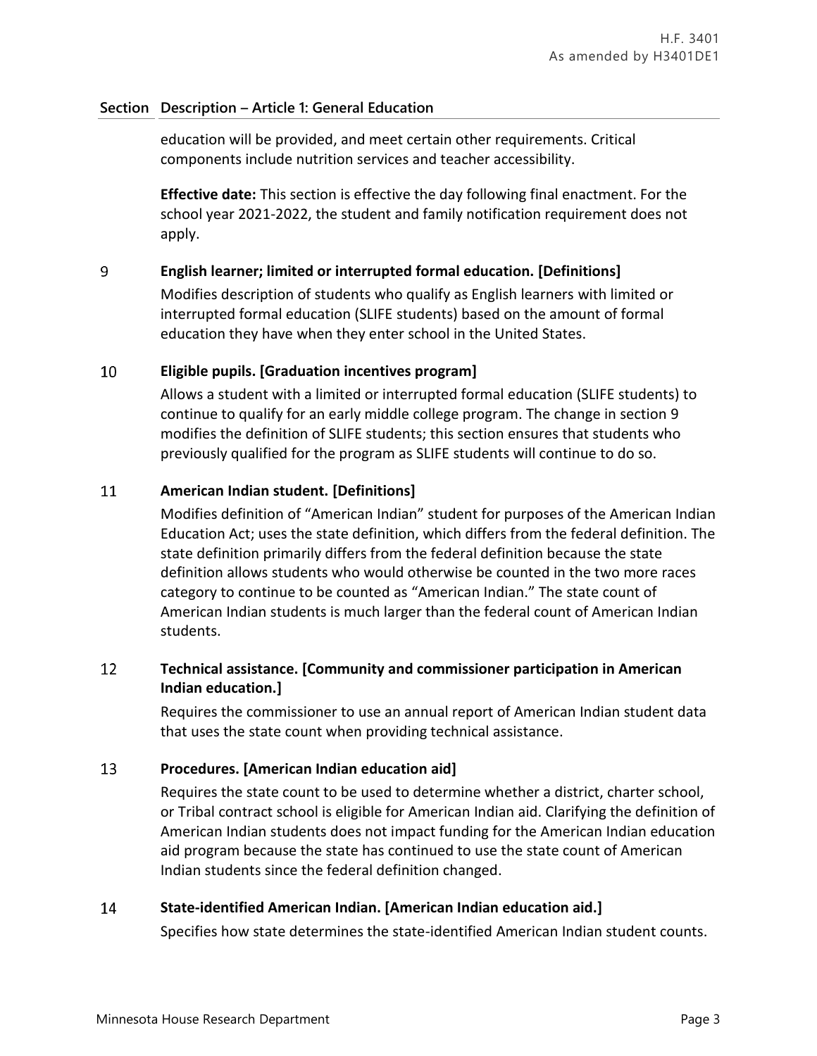## Section Description – Article 1: General Education

education will be provided, and meet certain other requirements. Critical components include nutrition services and teacher accessibility.

**Effective date:** This section is effective the day following final enactment. For the school year 2021-2022, the student and family notification requirement does not apply.

### 9 English learner; limited or interrupted formal education. [Definitions]

Modifies description of students who qualify as English learners with limited or interrupted formal education (SLIFE students) based on the amount of formal education they have when they enter school in the United States.

### 10 Eligible pupils. [Graduation incentives program]

Allows a student with a limited or interrupted formal education (SLIFE students) to continue to qualify for an early middle college program. The change in section 9 modifies the definition of SLIFE students; this section ensures that students who previously qualified for the program as SLIFE students will continue to do so.

### 11 American Indian student. [Definitions]

Modifies definition of "American Indian" student for purposes of the American Indian Education Act; uses the state definition, which differs from the federal definition. The state definition primarily differs from the federal definition because the state definition allows students who would otherwise be counted in the two more races category to continue to be counted as "American Indian." The state count of American Indian students is much larger than the federal count of American Indian students.

### 12 Technical assistance. [Community and commissioner participation in American Indian education.]

Requires the commissioner to use an annual report of American Indian student data that uses the state count when providing technical assistance.

### 13 Procedures. [American Indian education aid]

Requires the state count to be used to determine whether a district, charter school, or Tribal contract school is eligible for American Indian aid. Clarifying the definition of American Indian students does not impact funding for the American Indian education aid program because the state has continued to use the state count of American Indian students since the federal definition changed.

### 14 State-identified American Indian. [American Indian education aid.]

Specifies how state determines the state-identified American Indian student counts.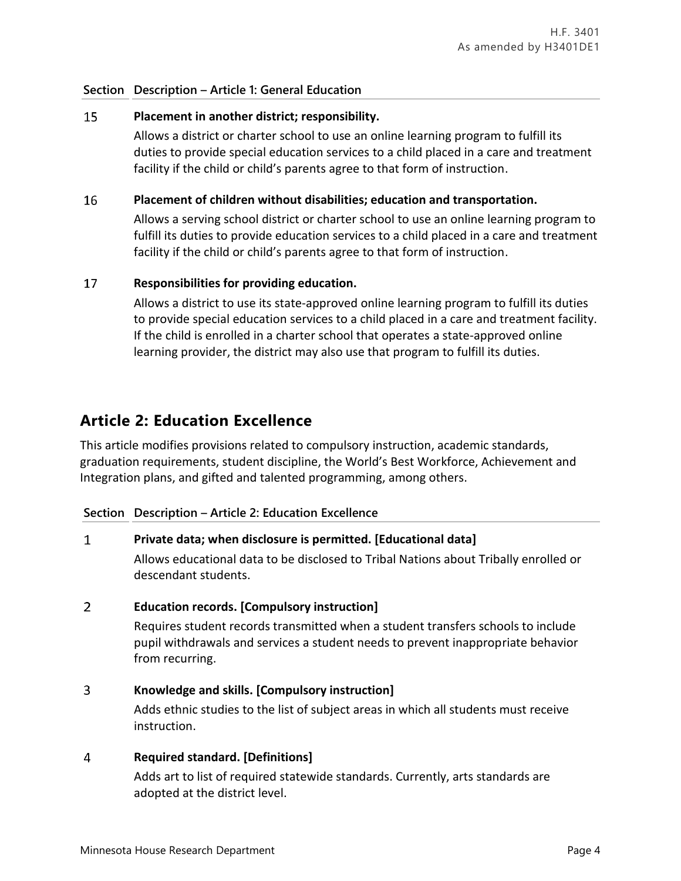| Section | Description – Article 1: General Education |
|---|---|
| 15 | **Placement in another district; responsibility.**<br>Allows a district or charter school to use an online learning program to fulfill its duties to provide special education services to a child placed in a care and treatment facility if the child or child's parents agree to that form of instruction. |
| 16 | **Placement of children without disabilities; education and transportation.**<br>Allows a serving school district or charter school to use an online learning program to fulfill its duties to provide education services to a child placed in a care and treatment facility if the child or child's parents agree to that form of instruction. |
| 17 | **Responsibilities for providing education.**<br>Allows a district to use its state-approved online learning program to fulfill its duties to provide special education services to a child placed in a care and treatment facility. If the child is enrolled in a charter school that operates a state-approved online learning provider, the district may also use that program to fulfill its duties. |

## Article 2: Education Excellence

This article modifies provisions related to compulsory instruction, academic standards, graduation requirements, student discipline, the World's Best Workforce, Achievement and Integration plans, and gifted and talented programming, among others.

| Section | Description – Article 2: Education Excellence |
|---|---|
| 1 | **Private data; when disclosure is permitted. [Educational data]**<br>Allows educational data to be disclosed to Tribal Nations about Tribally enrolled or descendant students. |
| 2 | **Education records. [Compulsory instruction]**<br>Requires student records transmitted when a student transfers schools to include pupil withdrawals and services a student needs to prevent inappropriate behavior from recurring. |
| 3 | **Knowledge and skills. [Compulsory instruction]**<br>Adds ethnic studies to the list of subject areas in which all students must receive instruction. |
| 4 | **Required standard. [Definitions]**<br>Adds art to list of required statewide standards. Currently, arts standards are adopted at the district level. |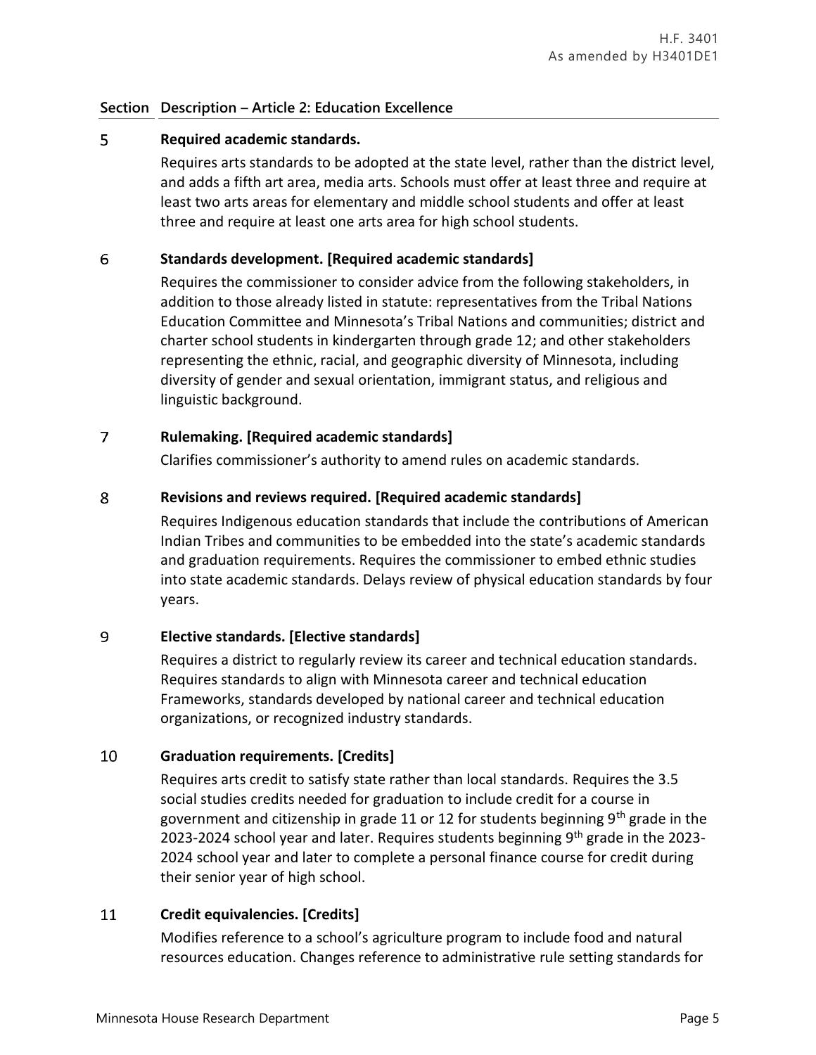| Section | Description – Article 2: Education Excellence |
|---|---|
| 5 | **Required academic standards.**<br>Requires arts standards to be adopted at the state level, rather than the district level, and adds a fifth art area, media arts. Schools must offer at least three and require at least two arts areas for elementary and middle school students and offer at least three and require at least one arts area for high school students. |
| 6 | **Standards development. [Required academic standards]**<br>Requires the commissioner to consider advice from the following stakeholders, in addition to those already listed in statute: representatives from the Tribal Nations Education Committee and Minnesota's Tribal Nations and communities; district and charter school students in kindergarten through grade 12; and other stakeholders representing the ethnic, racial, and geographic diversity of Minnesota, including diversity of gender and sexual orientation, immigrant status, and religious and linguistic background. |
| 7 | **Rulemaking. [Required academic standards]**<br>Clarifies commissioner's authority to amend rules on academic standards. |
| 8 | **Revisions and reviews required. [Required academic standards]**<br>Requires Indigenous education standards that include the contributions of American Indian Tribes and communities to be embedded into the state's academic standards and graduation requirements. Requires the commissioner to embed ethnic studies into state academic standards. Delays review of physical education standards by four years. |
| 9 | **Elective standards. [Elective standards]**<br>Requires a district to regularly review its career and technical education standards. Requires standards to align with Minnesota career and technical education Frameworks, standards developed by national career and technical education organizations, or recognized industry standards. |
| 10 | **Graduation requirements. [Credits]**<br>Requires arts credit to satisfy state rather than local standards. Requires the 3.5 social studies credits needed for graduation to include credit for a course in government and citizenship in grade 11 or 12 for students beginning 9th grade in the 2023-2024 school year and later. Requires students beginning 9th grade in the 2023-2024 school year and later to complete a personal finance course for credit during their senior year of high school. |
| 11 | **Credit equivalencies. [Credits]**<br>Modifies reference to a school's agriculture program to include food and natural resources education. Changes reference to administrative rule setting standards for |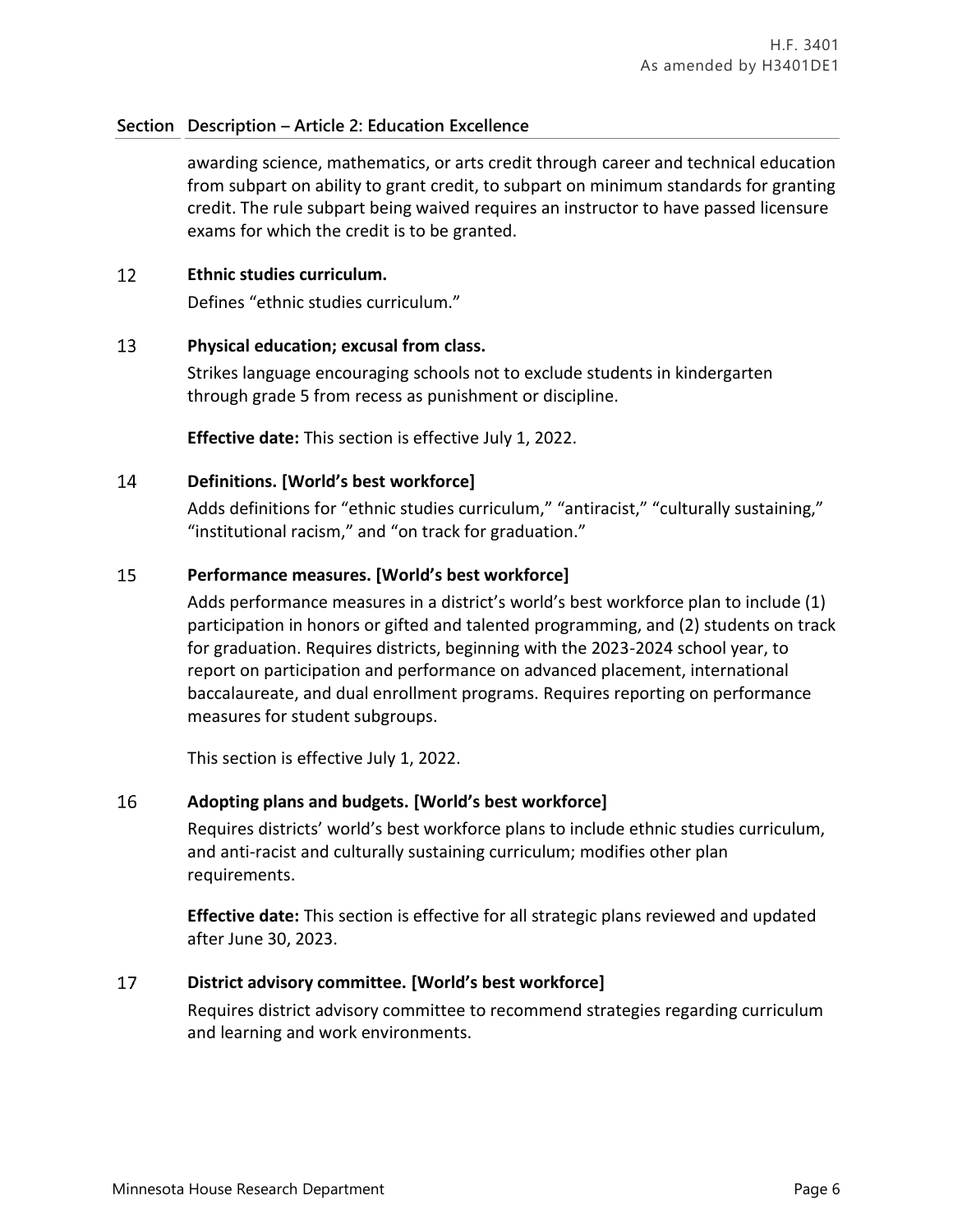| Section | Description – Article 2: Education Excellence |
|---|---|
| | awarding science, mathematics, or arts credit through career and technical education from subpart on ability to grant credit, to subpart on minimum standards for granting credit. The rule subpart being waived requires an instructor to have passed licensure exams for which the credit is to be granted. |
| 12 | **Ethnic studies curriculum.**<br>Defines "ethnic studies curriculum." |
| 13 | **Physical education; excusal from class.**<br>Strikes language encouraging schools not to exclude students in kindergarten through grade 5 from recess as punishment or discipline.<br><br>**Effective date:** This section is effective July 1, 2022. |
| 14 | **Definitions. [World's best workforce]**<br>Adds definitions for "ethnic studies curriculum," "antiracist," "culturally sustaining," "institutional racism," and "on track for graduation." |
| 15 | **Performance measures. [World's best workforce]**<br>Adds performance measures in a district's world's best workforce plan to include (1) participation in honors or gifted and talented programming, and (2) students on track for graduation. Requires districts, beginning with the 2023-2024 school year, to report on participation and performance on advanced placement, international baccalaureate, and dual enrollment programs. Requires reporting on performance measures for student subgroups.<br><br>This section is effective July 1, 2022. |
| 16 | **Adopting plans and budgets. [World's best workforce]**<br>Requires districts' world's best workforce plans to include ethnic studies curriculum, and anti-racist and culturally sustaining curriculum; modifies other plan requirements.<br><br>**Effective date:** This section is effective for all strategic plans reviewed and updated after June 30, 2023. |
| 17 | **District advisory committee. [World's best workforce]**<br>Requires district advisory committee to recommend strategies regarding curriculum and learning and work environments. |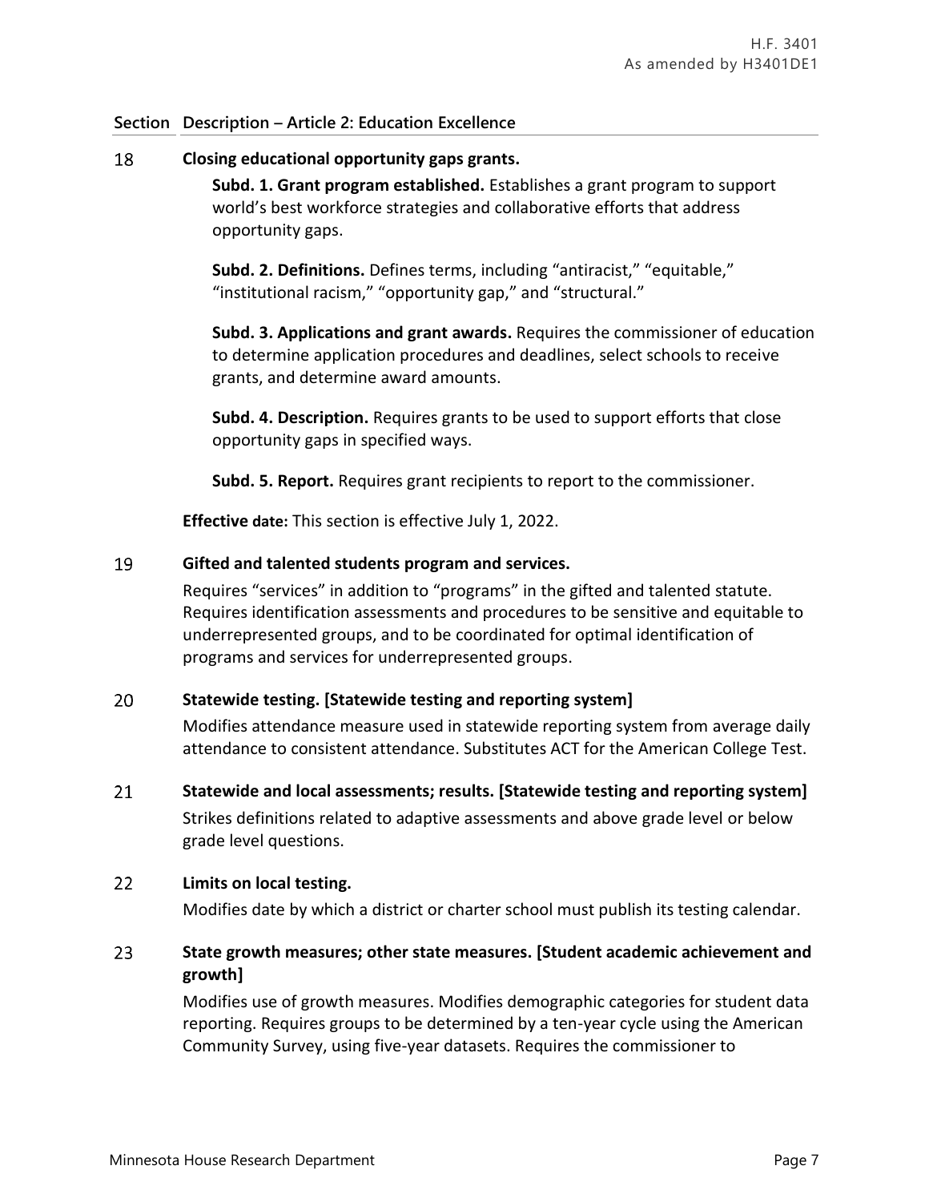| Section | Description – Article 2: Education Excellence |
|---|---|
| 18 | **Closing educational opportunity gaps grants.**<br><br>**Subd. 1. Grant program established.** Establishes a grant program to support world's best workforce strategies and collaborative efforts that address opportunity gaps.<br><br>**Subd. 2. Definitions.** Defines terms, including "antiracist," "equitable," "institutional racism," "opportunity gap," and "structural."<br><br>**Subd. 3. Applications and grant awards.** Requires the commissioner of education to determine application procedures and deadlines, select schools to receive grants, and determine award amounts.<br><br>**Subd. 4. Description.** Requires grants to be used to support efforts that close opportunity gaps in specified ways.<br><br>**Subd. 5. Report.** Requires grant recipients to report to the commissioner.<br><br>**Effective date:** This section is effective July 1, 2022. |
| 19 | **Gifted and talented students program and services.**<br><br>Requires "services" in addition to "programs" in the gifted and talented statute. Requires identification assessments and procedures to be sensitive and equitable to underrepresented groups, and to be coordinated for optimal identification of programs and services for underrepresented groups. |
| 20 | **Statewide testing. [Statewide testing and reporting system]**<br><br>Modifies attendance measure used in statewide reporting system from average daily attendance to consistent attendance. Substitutes ACT for the American College Test. |
| 21 | **Statewide and local assessments; results. [Statewide testing and reporting system]**<br><br>Strikes definitions related to adaptive assessments and above grade level or below grade level questions. |
| 22 | **Limits on local testing.**<br><br>Modifies date by which a district or charter school must publish its testing calendar. |
| 23 | **State growth measures; other state measures. [Student academic achievement and growth]**<br><br>Modifies use of growth measures. Modifies demographic categories for student data reporting. Requires groups to be determined by a ten-year cycle using the American Community Survey, using five-year datasets. Requires the commissioner to |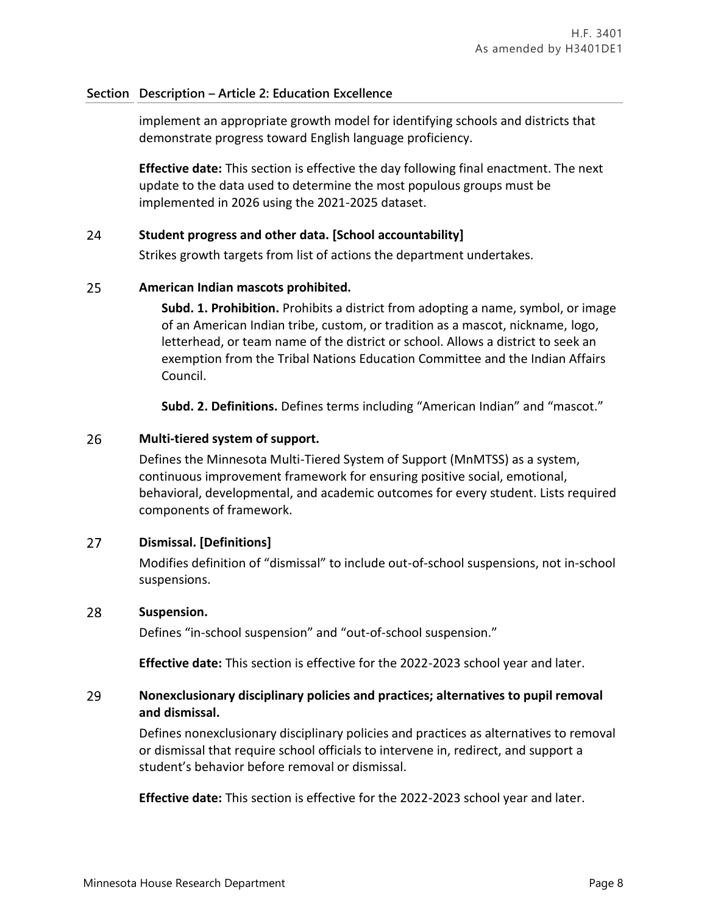| Section | Description – Article 2: Education Excellence |
| --- | --- |
| | implement an appropriate growth model for identifying schools and districts that demonstrate progress toward English language proficiency.<br><br>**Effective date:** This section is effective the day following final enactment. The next update to the data used to determine the most populous groups must be implemented in 2026 using the 2021-2025 dataset. |
| 24 | **Student progress and other data. [School accountability]**<br><br>Strikes growth targets from list of actions the department undertakes. |
| 25 | **American Indian mascots prohibited.**<br><br>**Subd. 1. Prohibition.** Prohibits a district from adopting a name, symbol, or image of an American Indian tribe, custom, or tradition as a mascot, nickname, logo, letterhead, or team name of the district or school. Allows a district to seek an exemption from the Tribal Nations Education Committee and the Indian Affairs Council.<br><br>**Subd. 2. Definitions.** Defines terms including "American Indian" and "mascot." |
| 26 | **Multi-tiered system of support.**<br><br>Defines the Minnesota Multi-Tiered System of Support (MnMTSS) as a system, continuous improvement framework for ensuring positive social, emotional, behavioral, developmental, and academic outcomes for every student. Lists required components of framework. |
| 27 | **Dismissal. [Definitions]**<br><br>Modifies definition of "dismissal" to include out-of-school suspensions, not in-school suspensions. |
| 28 | **Suspension.**<br><br>Defines "in-school suspension" and "out-of-school suspension."<br><br>**Effective date:** This section is effective for the 2022-2023 school year and later. |
| 29 | **Nonexclusionary disciplinary policies and practices; alternatives to pupil removal and dismissal.**<br><br>Defines nonexclusionary disciplinary policies and practices as alternatives to removal or dismissal that require school officials to intervene in, redirect, and support a student's behavior before removal or dismissal.<br><br>**Effective date:** This section is effective for the 2022-2023 school year and later. |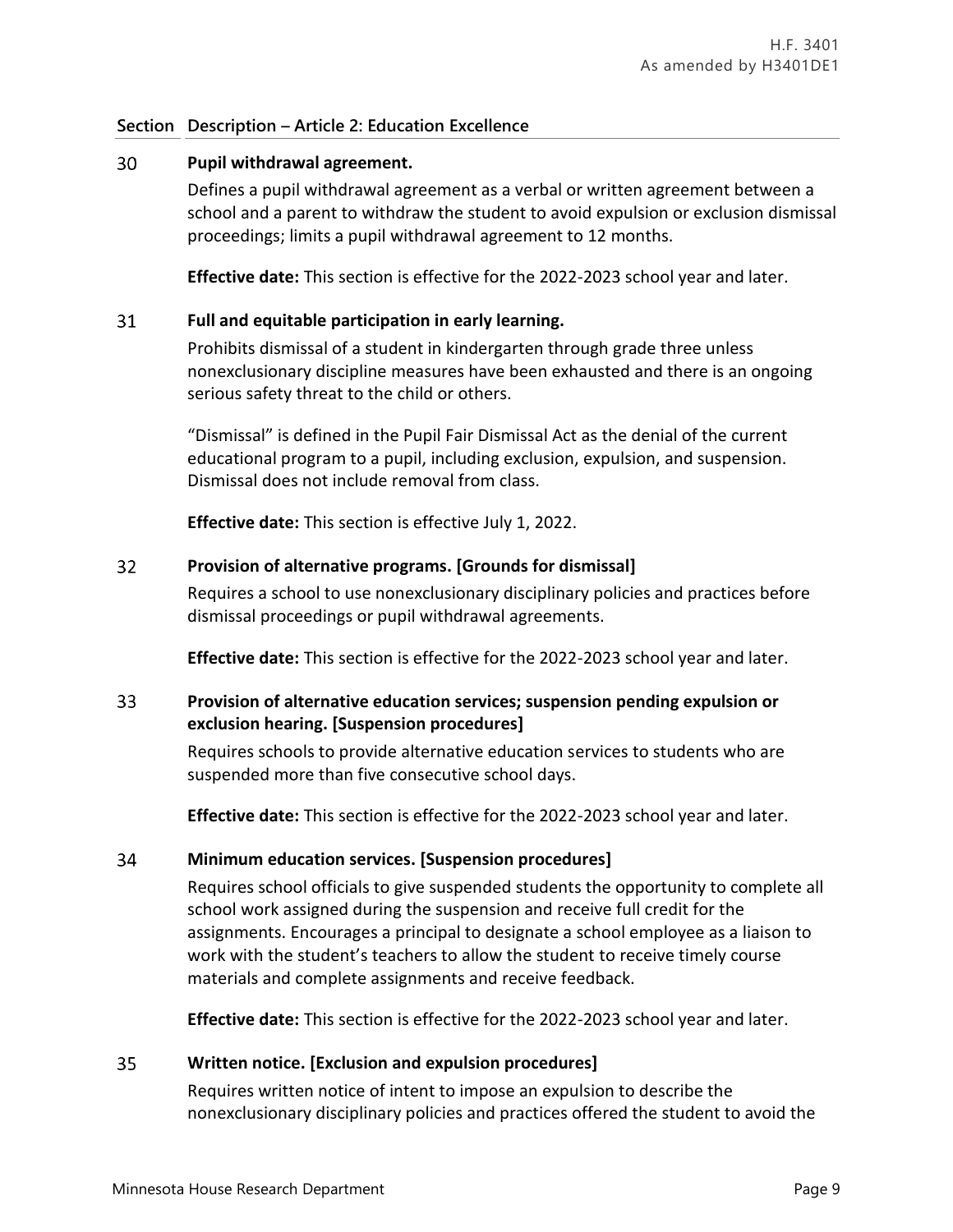## Section Description – Article 2: Education Excellence

### 30 Pupil withdrawal agreement.

Defines a pupil withdrawal agreement as a verbal or written agreement between a school and a parent to withdraw the student to avoid expulsion or exclusion dismissal proceedings; limits a pupil withdrawal agreement to 12 months.

**Effective date:** This section is effective for the 2022-2023 school year and later.

### 31 Full and equitable participation in early learning.

Prohibits dismissal of a student in kindergarten through grade three unless nonexclusionary discipline measures have been exhausted and there is an ongoing serious safety threat to the child or others.

"Dismissal" is defined in the Pupil Fair Dismissal Act as the denial of the current educational program to a pupil, including exclusion, expulsion, and suspension. Dismissal does not include removal from class.

**Effective date:** This section is effective July 1, 2022.

### 32 Provision of alternative programs. [Grounds for dismissal]

Requires a school to use nonexclusionary disciplinary policies and practices before dismissal proceedings or pupil withdrawal agreements.

**Effective date:** This section is effective for the 2022-2023 school year and later.

### 33 Provision of alternative education services; suspension pending expulsion or exclusion hearing. [Suspension procedures]

Requires schools to provide alternative education services to students who are suspended more than five consecutive school days.

**Effective date:** This section is effective for the 2022-2023 school year and later.

### 34 Minimum education services. [Suspension procedures]

Requires school officials to give suspended students the opportunity to complete all school work assigned during the suspension and receive full credit for the assignments. Encourages a principal to designate a school employee as a liaison to work with the student's teachers to allow the student to receive timely course materials and complete assignments and receive feedback.

**Effective date:** This section is effective for the 2022-2023 school year and later.

### 35 Written notice. [Exclusion and expulsion procedures]

Requires written notice of intent to impose an expulsion to describe the nonexclusionary disciplinary policies and practices offered the student to avoid the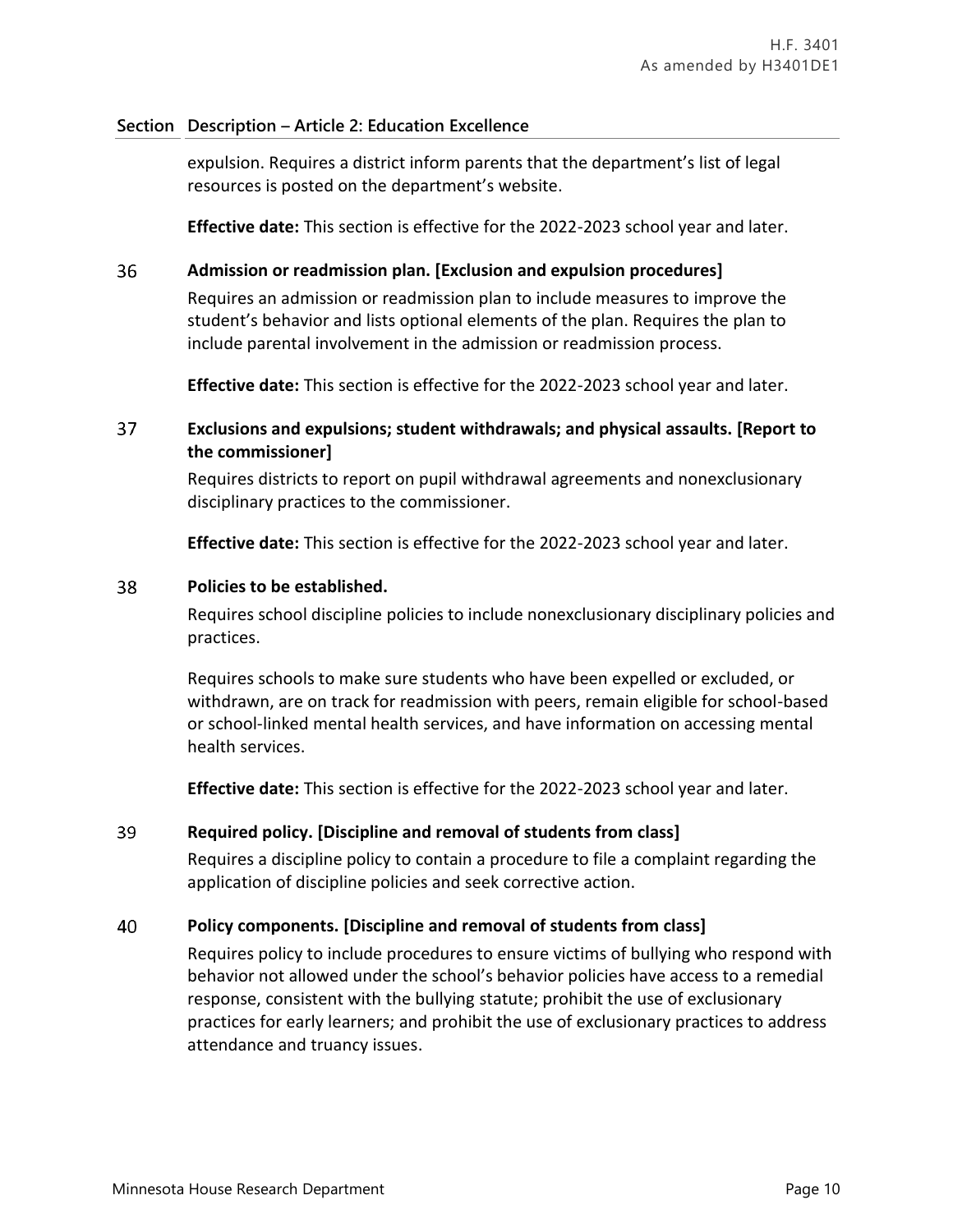| Section | Description – Article 2: Education Excellence |
|---|---|

expulsion. Requires a district inform parents that the department's list of legal resources is posted on the department's website.

**Effective date:** This section is effective for the 2022-2023 school year and later.

**36 Admission or readmission plan. [Exclusion and expulsion procedures]**

Requires an admission or readmission plan to include measures to improve the student's behavior and lists optional elements of the plan. Requires the plan to include parental involvement in the admission or readmission process.

**Effective date:** This section is effective for the 2022-2023 school year and later.

**37 Exclusions and expulsions; student withdrawals; and physical assaults. [Report to the commissioner]**

Requires districts to report on pupil withdrawal agreements and nonexclusionary disciplinary practices to the commissioner.

**Effective date:** This section is effective for the 2022-2023 school year and later.

**38 Policies to be established.**

Requires school discipline policies to include nonexclusionary disciplinary policies and practices.

Requires schools to make sure students who have been expelled or excluded, or withdrawn, are on track for readmission with peers, remain eligible for school-based or school-linked mental health services, and have information on accessing mental health services.

**Effective date:** This section is effective for the 2022-2023 school year and later.

**39 Required policy. [Discipline and removal of students from class]**

Requires a discipline policy to contain a procedure to file a complaint regarding the application of discipline policies and seek corrective action.

**40 Policy components. [Discipline and removal of students from class]**

Requires policy to include procedures to ensure victims of bullying who respond with behavior not allowed under the school's behavior policies have access to a remedial response, consistent with the bullying statute; prohibit the use of exclusionary practices for early learners; and prohibit the use of exclusionary practices to address attendance and truancy issues.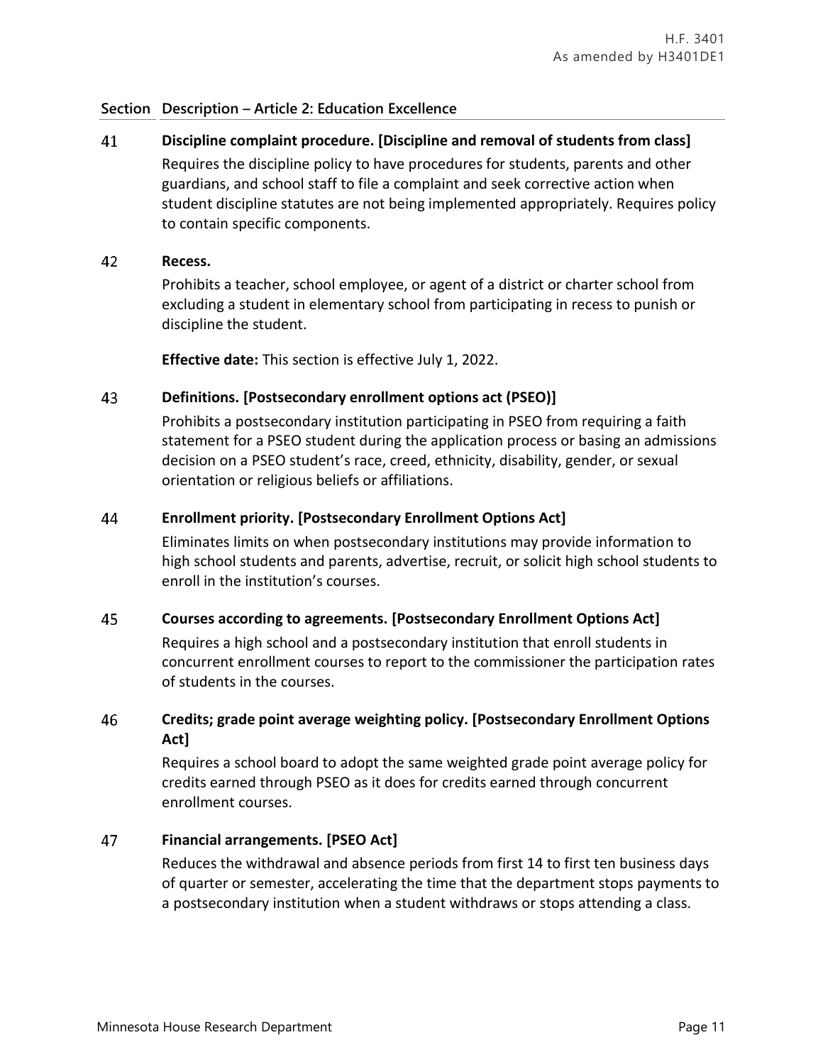| Section | Description – Article 2: Education Excellence |
|---|---|
| 41 | **Discipline complaint procedure. [Discipline and removal of students from class]**<br>Requires the discipline policy to have procedures for students, parents and other guardians, and school staff to file a complaint and seek corrective action when student discipline statutes are not being implemented appropriately. Requires policy to contain specific components. |
| 42 | **Recess.**<br>Prohibits a teacher, school employee, or agent of a district or charter school from excluding a student in elementary school from participating in recess to punish or discipline the student.<br><br>**Effective date:** This section is effective July 1, 2022. |
| 43 | **Definitions. [Postsecondary enrollment options act (PSEO)]**<br>Prohibits a postsecondary institution participating in PSEO from requiring a faith statement for a PSEO student during the application process or basing an admissions decision on a PSEO student's race, creed, ethnicity, disability, gender, or sexual orientation or religious beliefs or affiliations. |
| 44 | **Enrollment priority. [Postsecondary Enrollment Options Act]**<br>Eliminates limits on when postsecondary institutions may provide information to high school students and parents, advertise, recruit, or solicit high school students to enroll in the institution's courses. |
| 45 | **Courses according to agreements. [Postsecondary Enrollment Options Act]**<br>Requires a high school and a postsecondary institution that enroll students in concurrent enrollment courses to report to the commissioner the participation rates of students in the courses. |
| 46 | **Credits; grade point average weighting policy. [Postsecondary Enrollment Options Act]**<br>Requires a school board to adopt the same weighted grade point average policy for credits earned through PSEO as it does for credits earned through concurrent enrollment courses. |
| 47 | **Financial arrangements. [PSEO Act]**<br>Reduces the withdrawal and absence periods from first 14 to first ten business days of quarter or semester, accelerating the time that the department stops payments to a postsecondary institution when a student withdraws or stops attending a class. |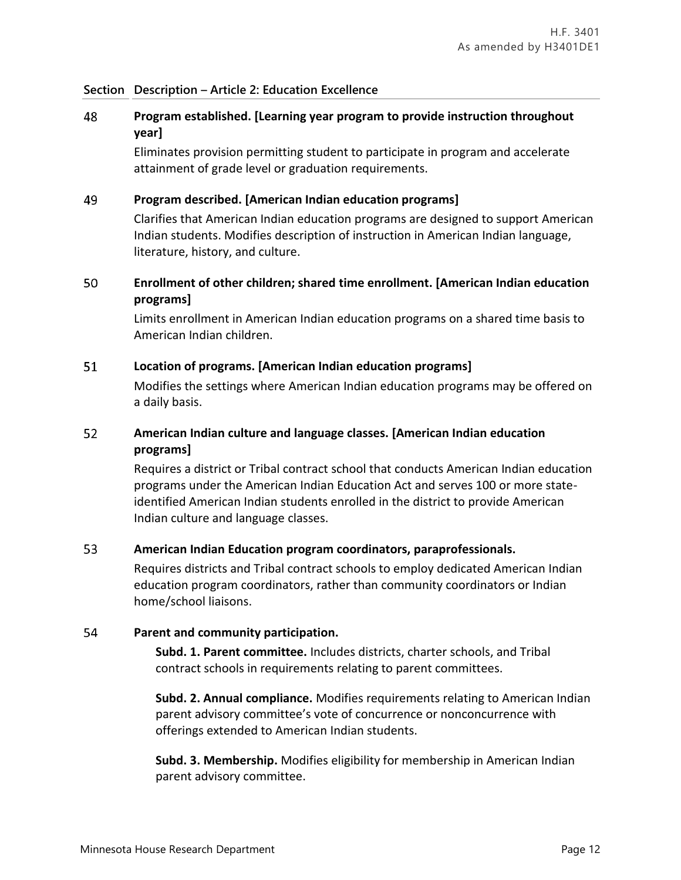**Section Description – Article 2: Education Excellence**

48 **Program established. [Learning year program to provide instruction throughout year]**

Eliminates provision permitting student to participate in program and accelerate attainment of grade level or graduation requirements.

49 **Program described. [American Indian education programs]**

Clarifies that American Indian education programs are designed to support American Indian students. Modifies description of instruction in American Indian language, literature, history, and culture.

50 **Enrollment of other children; shared time enrollment. [American Indian education programs]**

Limits enrollment in American Indian education programs on a shared time basis to American Indian children.

51 **Location of programs. [American Indian education programs]**

Modifies the settings where American Indian education programs may be offered on a daily basis.

52 **American Indian culture and language classes. [American Indian education programs]**

Requires a district or Tribal contract school that conducts American Indian education programs under the American Indian Education Act and serves 100 or more state-identified American Indian students enrolled in the district to provide American Indian culture and language classes.

53 **American Indian Education program coordinators, paraprofessionals.**

Requires districts and Tribal contract schools to employ dedicated American Indian education program coordinators, rather than community coordinators or Indian home/school liaisons.

54 **Parent and community participation.**

**Subd. 1. Parent committee.** Includes districts, charter schools, and Tribal contract schools in requirements relating to parent committees.

**Subd. 2. Annual compliance.** Modifies requirements relating to American Indian parent advisory committee's vote of concurrence or nonconcurrence with offerings extended to American Indian students.

**Subd. 3. Membership.** Modifies eligibility for membership in American Indian parent advisory committee.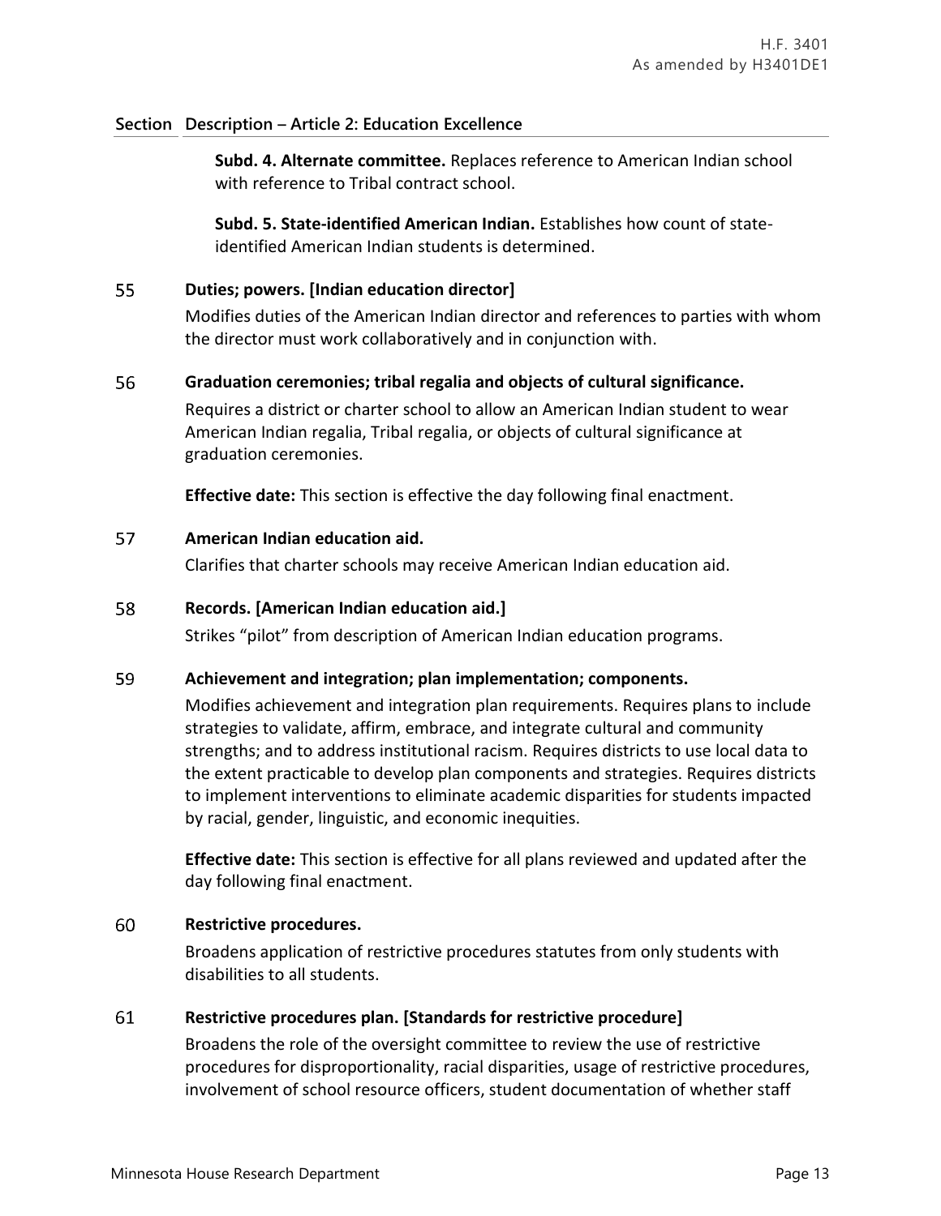| Section | Description – Article 2: Education Excellence |
|---|---|
| | **Subd. 4. Alternate committee.** Replaces reference to American Indian school with reference to Tribal contract school.<br><br>**Subd. 5. State-identified American Indian.** Establishes how count of state-identified American Indian students is determined. |
| 55 | **Duties; powers. [Indian education director]**<br>Modifies duties of the American Indian director and references to parties with whom the director must work collaboratively and in conjunction with. |
| 56 | **Graduation ceremonies; tribal regalia and objects of cultural significance.**<br>Requires a district or charter school to allow an American Indian student to wear American Indian regalia, Tribal regalia, or objects of cultural significance at graduation ceremonies.<br><br>**Effective date:** This section is effective the day following final enactment. |
| 57 | **American Indian education aid.**<br>Clarifies that charter schools may receive American Indian education aid. |
| 58 | **Records. [American Indian education aid.]**<br>Strikes "pilot" from description of American Indian education programs. |
| 59 | **Achievement and integration; plan implementation; components.**<br>Modifies achievement and integration plan requirements. Requires plans to include strategies to validate, affirm, embrace, and integrate cultural and community strengths; and to address institutional racism. Requires districts to use local data to the extent practicable to develop plan components and strategies. Requires districts to implement interventions to eliminate academic disparities for students impacted by racial, gender, linguistic, and economic inequities.<br><br>**Effective date:** This section is effective for all plans reviewed and updated after the day following final enactment. |
| 60 | **Restrictive procedures.**<br>Broadens application of restrictive procedures statutes from only students with disabilities to all students. |
| 61 | **Restrictive procedures plan. [Standards for restrictive procedure]**<br>Broadens the role of the oversight committee to review the use of restrictive procedures for disproportionality, racial disparities, usage of restrictive procedures, involvement of school resource officers, student documentation of whether staff |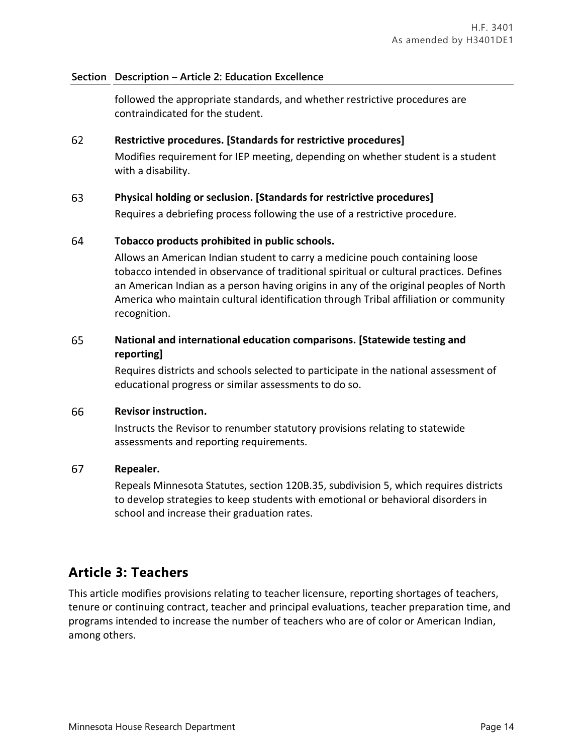| Section | Description – Article 2: Education Excellence |
|---|---|
| | followed the appropriate standards, and whether restrictive procedures are contraindicated for the student. |
| 62 | **Restrictive procedures. [Standards for restrictive procedures]**<br>Modifies requirement for IEP meeting, depending on whether student is a student with a disability. |
| 63 | **Physical holding or seclusion. [Standards for restrictive procedures]**<br>Requires a debriefing process following the use of a restrictive procedure. |
| 64 | **Tobacco products prohibited in public schools.**<br>Allows an American Indian student to carry a medicine pouch containing loose tobacco intended in observance of traditional spiritual or cultural practices. Defines an American Indian as a person having origins in any of the original peoples of North America who maintain cultural identification through Tribal affiliation or community recognition. |
| 65 | **National and international education comparisons. [Statewide testing and reporting]**<br>Requires districts and schools selected to participate in the national assessment of educational progress or similar assessments to do so. |
| 66 | **Revisor instruction.**<br>Instructs the Revisor to renumber statutory provisions relating to statewide assessments and reporting requirements. |
| 67 | **Repealer.**<br>Repeals Minnesota Statutes, section 120B.35, subdivision 5, which requires districts to develop strategies to keep students with emotional or behavioral disorders in school and increase their graduation rates. |

## Article 3: Teachers

This article modifies provisions relating to teacher licensure, reporting shortages of teachers, tenure or continuing contract, teacher and principal evaluations, teacher preparation time, and programs intended to increase the number of teachers who are of color or American Indian, among others.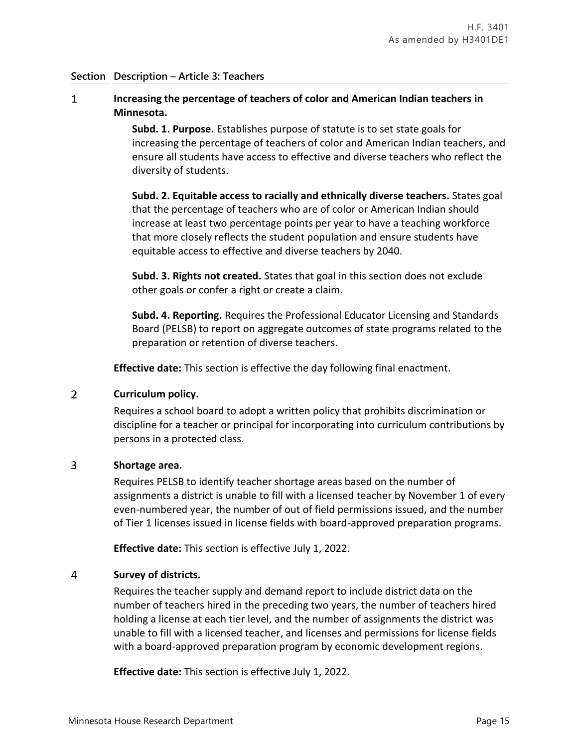## Section Description – Article 3: Teachers

### 1 Increasing the percentage of teachers of color and American Indian teachers in Minnesota.

**Subd. 1. Purpose.** Establishes purpose of statute is to set state goals for increasing the percentage of teachers of color and American Indian teachers, and ensure all students have access to effective and diverse teachers who reflect the diversity of students.

**Subd. 2. Equitable access to racially and ethnically diverse teachers.** States goal that the percentage of teachers who are of color or American Indian should increase at least two percentage points per year to have a teaching workforce that more closely reflects the student population and ensure students have equitable access to effective and diverse teachers by 2040.

**Subd. 3. Rights not created.** States that goal in this section does not exclude other goals or confer a right or create a claim.

**Subd. 4. Reporting.** Requires the Professional Educator Licensing and Standards Board (PELSB) to report on aggregate outcomes of state programs related to the preparation or retention of diverse teachers.

**Effective date:** This section is effective the day following final enactment.

### 2 Curriculum policy.

Requires a school board to adopt a written policy that prohibits discrimination or discipline for a teacher or principal for incorporating into curriculum contributions by persons in a protected class.

### 3 Shortage area.

Requires PELSB to identify teacher shortage areas based on the number of assignments a district is unable to fill with a licensed teacher by November 1 of every even-numbered year, the number of out of field permissions issued, and the number of Tier 1 licenses issued in license fields with board-approved preparation programs.

**Effective date:** This section is effective July 1, 2022.

### 4 Survey of districts.

Requires the teacher supply and demand report to include district data on the number of teachers hired in the preceding two years, the number of teachers hired holding a license at each tier level, and the number of assignments the district was unable to fill with a licensed teacher, and licenses and permissions for license fields with a board-approved preparation program by economic development regions.

**Effective date:** This section is effective July 1, 2022.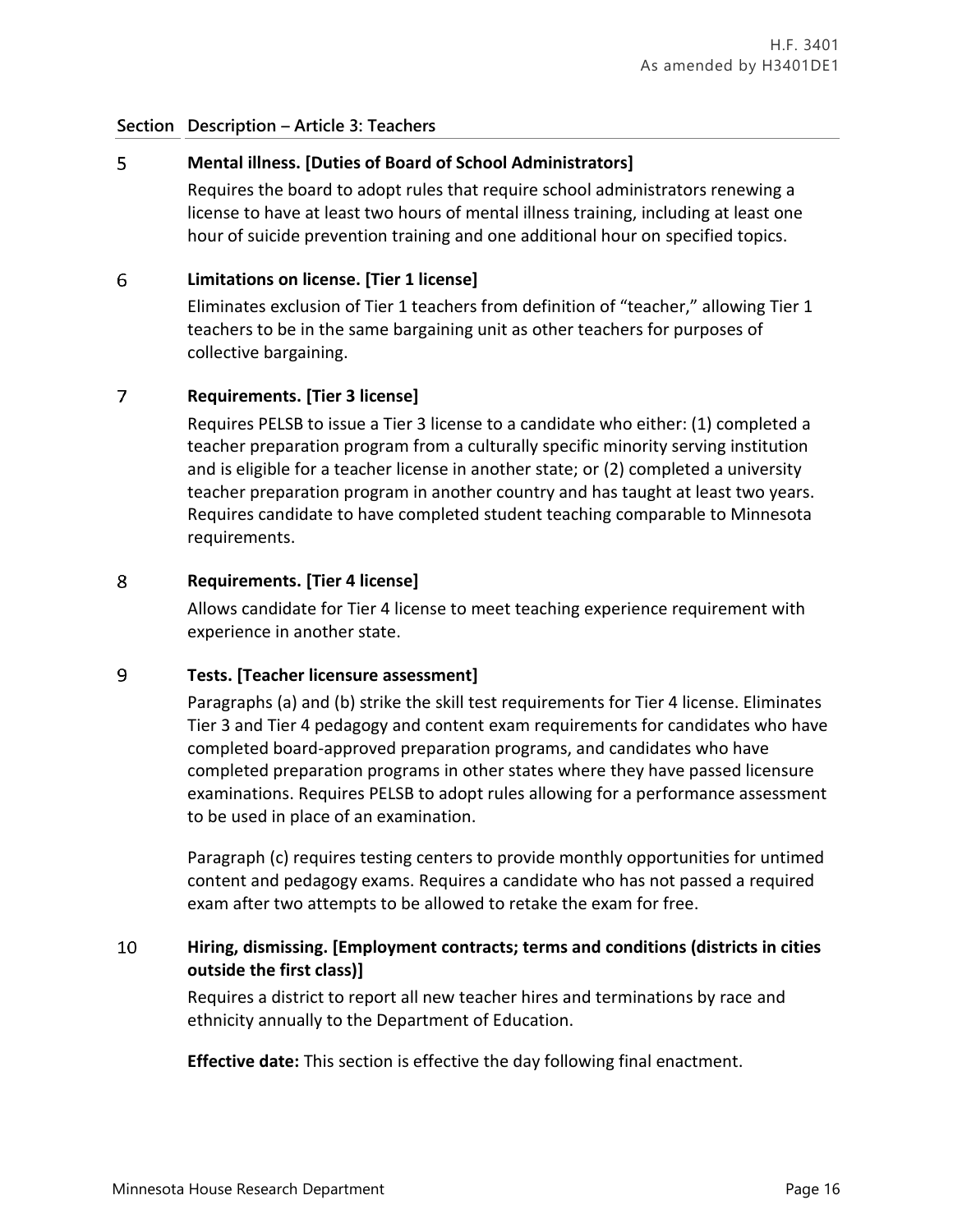**Section Description – Article 3: Teachers**

5 **Mental illness. [Duties of Board of School Administrators]**

Requires the board to adopt rules that require school administrators renewing a license to have at least two hours of mental illness training, including at least one hour of suicide prevention training and one additional hour on specified topics.

6 **Limitations on license. [Tier 1 license]**

Eliminates exclusion of Tier 1 teachers from definition of "teacher," allowing Tier 1 teachers to be in the same bargaining unit as other teachers for purposes of collective bargaining.

7 **Requirements. [Tier 3 license]**

Requires PELSB to issue a Tier 3 license to a candidate who either: (1) completed a teacher preparation program from a culturally specific minority serving institution and is eligible for a teacher license in another state; or (2) completed a university teacher preparation program in another country and has taught at least two years. Requires candidate to have completed student teaching comparable to Minnesota requirements.

8 **Requirements. [Tier 4 license]**

Allows candidate for Tier 4 license to meet teaching experience requirement with experience in another state.

9 **Tests. [Teacher licensure assessment]**

Paragraphs (a) and (b) strike the skill test requirements for Tier 4 license. Eliminates Tier 3 and Tier 4 pedagogy and content exam requirements for candidates who have completed board-approved preparation programs, and candidates who have completed preparation programs in other states where they have passed licensure examinations. Requires PELSB to adopt rules allowing for a performance assessment to be used in place of an examination.

Paragraph (c) requires testing centers to provide monthly opportunities for untimed content and pedagogy exams. Requires a candidate who has not passed a required exam after two attempts to be allowed to retake the exam for free.

10 **Hiring, dismissing. [Employment contracts; terms and conditions (districts in cities outside the first class)]**

Requires a district to report all new teacher hires and terminations by race and ethnicity annually to the Department of Education.

**Effective date:** This section is effective the day following final enactment.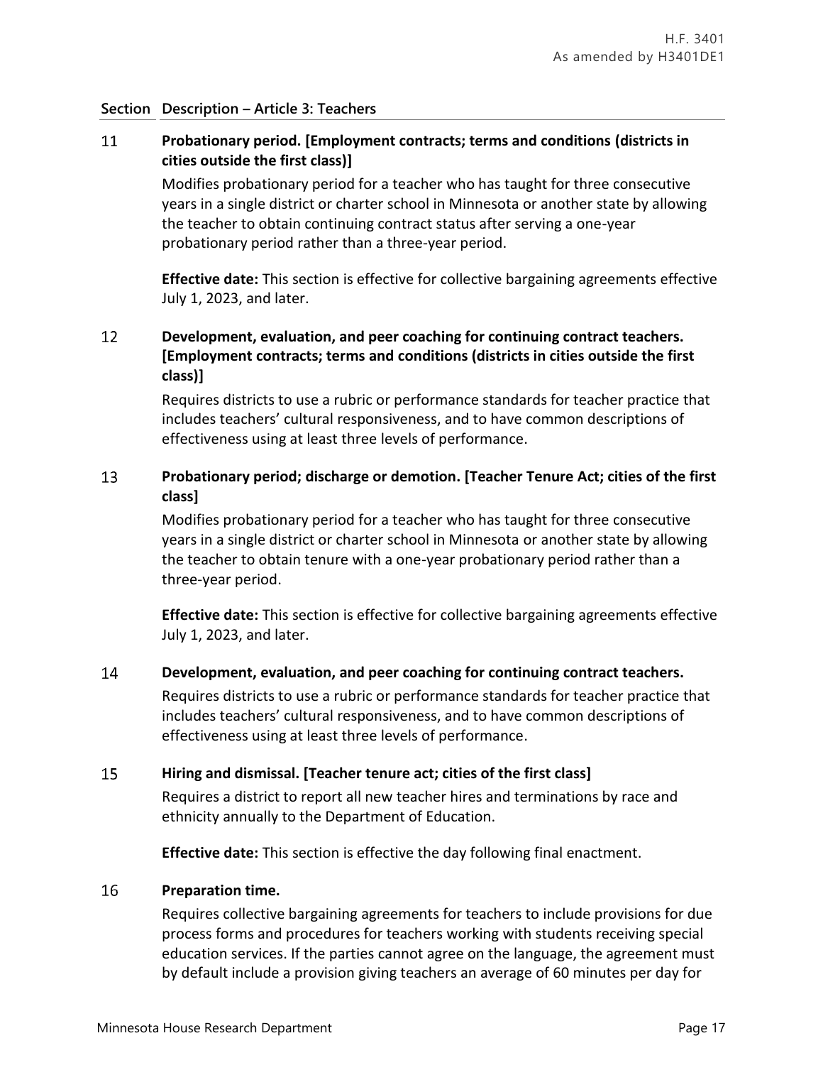## Section Description – Article 3: Teachers

### 11 Probationary period. [Employment contracts; terms and conditions (districts in cities outside the first class)]

Modifies probationary period for a teacher who has taught for three consecutive years in a single district or charter school in Minnesota or another state by allowing the teacher to obtain continuing contract status after serving a one-year probationary period rather than a three-year period.

**Effective date:** This section is effective for collective bargaining agreements effective July 1, 2023, and later.

### 12 Development, evaluation, and peer coaching for continuing contract teachers. [Employment contracts; terms and conditions (districts in cities outside the first class)]

Requires districts to use a rubric or performance standards for teacher practice that includes teachers' cultural responsiveness, and to have common descriptions of effectiveness using at least three levels of performance.

### 13 Probationary period; discharge or demotion. [Teacher Tenure Act; cities of the first class]

Modifies probationary period for a teacher who has taught for three consecutive years in a single district or charter school in Minnesota or another state by allowing the teacher to obtain tenure with a one-year probationary period rather than a three-year period.

**Effective date:** This section is effective for collective bargaining agreements effective July 1, 2023, and later.

### 14 Development, evaluation, and peer coaching for continuing contract teachers.

Requires districts to use a rubric or performance standards for teacher practice that includes teachers' cultural responsiveness, and to have common descriptions of effectiveness using at least three levels of performance.

### 15 Hiring and dismissal. [Teacher tenure act; cities of the first class]

Requires a district to report all new teacher hires and terminations by race and ethnicity annually to the Department of Education.

**Effective date:** This section is effective the day following final enactment.

### 16 Preparation time.

Requires collective bargaining agreements for teachers to include provisions for due process forms and procedures for teachers working with students receiving special education services. If the parties cannot agree on the language, the agreement must by default include a provision giving teachers an average of 60 minutes per day for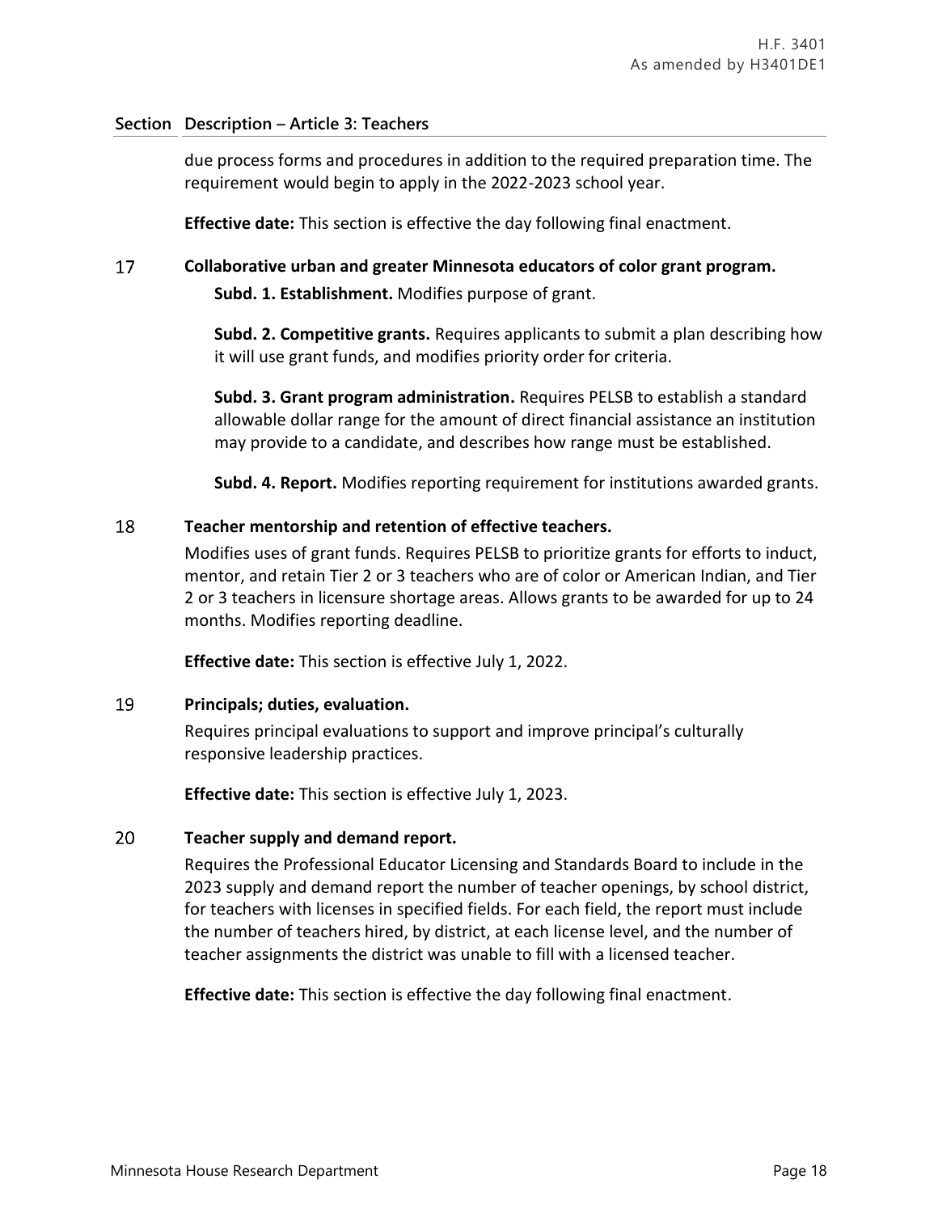| Section | Description – Article 3: Teachers |
|---|---|
| | due process forms and procedures in addition to the required preparation time. The requirement would begin to apply in the 2022-2023 school year.<br><br>**Effective date:** This section is effective the day following final enactment. |
| 17 | **Collaborative urban and greater Minnesota educators of color grant program.**<br>**Subd. 1. Establishment.** Modifies purpose of grant.<br><br>**Subd. 2. Competitive grants.** Requires applicants to submit a plan describing how it will use grant funds, and modifies priority order for criteria.<br><br>**Subd. 3. Grant program administration.** Requires PELSB to establish a standard allowable dollar range for the amount of direct financial assistance an institution may provide to a candidate, and describes how range must be established.<br><br>**Subd. 4. Report.** Modifies reporting requirement for institutions awarded grants. |
| 18 | **Teacher mentorship and retention of effective teachers.**<br>Modifies uses of grant funds. Requires PELSB to prioritize grants for efforts to induct, mentor, and retain Tier 2 or 3 teachers who are of color or American Indian, and Tier 2 or 3 teachers in licensure shortage areas. Allows grants to be awarded for up to 24 months. Modifies reporting deadline.<br><br>**Effective date:** This section is effective July 1, 2022. |
| 19 | **Principals; duties, evaluation.**<br>Requires principal evaluations to support and improve principal's culturally responsive leadership practices.<br><br>**Effective date:** This section is effective July 1, 2023. |
| 20 | **Teacher supply and demand report.**<br>Requires the Professional Educator Licensing and Standards Board to include in the 2023 supply and demand report the number of teacher openings, by school district, for teachers with licenses in specified fields. For each field, the report must include the number of teachers hired, by district, at each license level, and the number of teacher assignments the district was unable to fill with a licensed teacher.<br><br>**Effective date:** This section is effective the day following final enactment. |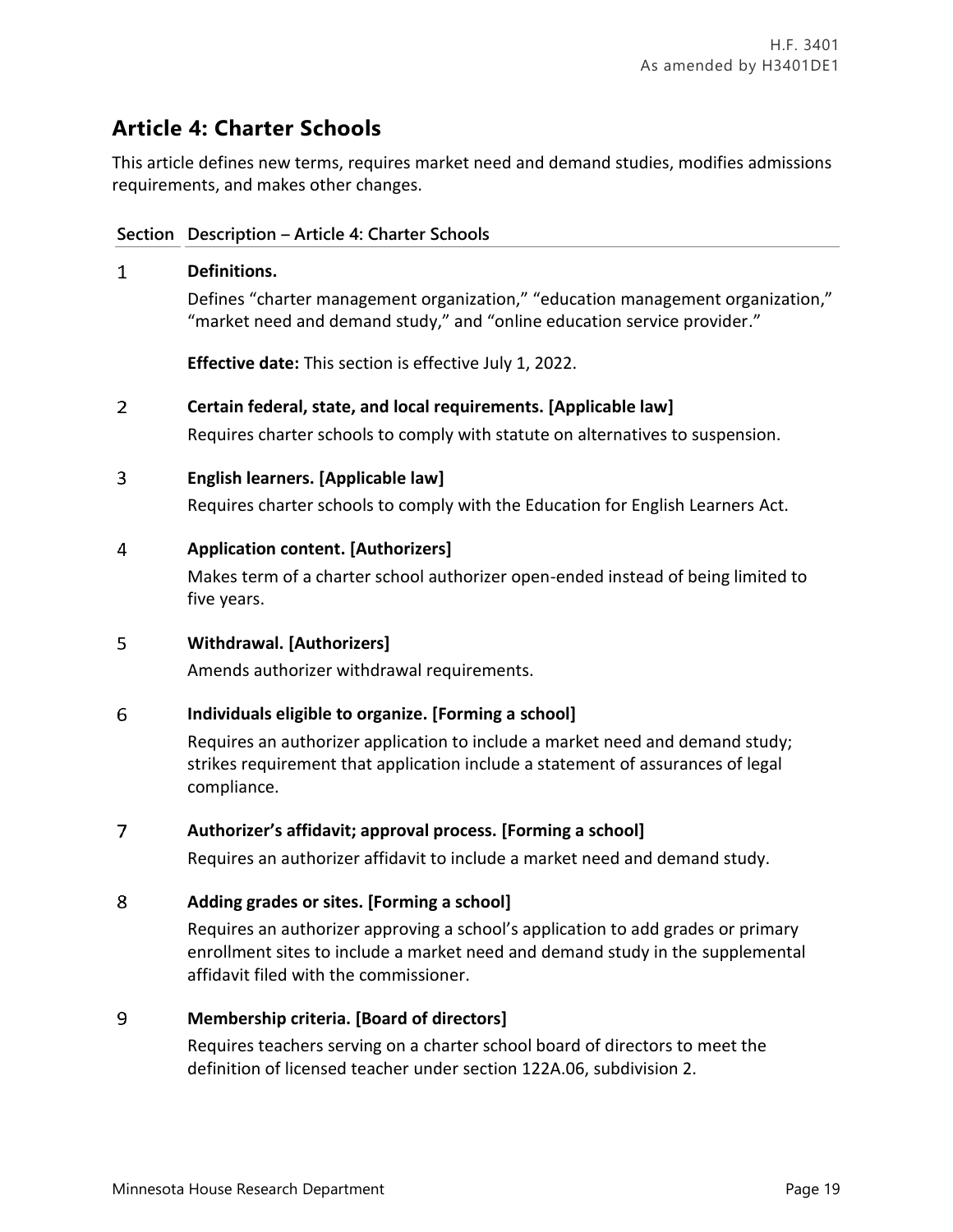## Article 4: Charter Schools

This article defines new terms, requires market need and demand studies, modifies admissions requirements, and makes other changes.

| Section | Description – Article 4: Charter Schools |
|---|---|
| 1 | **Definitions.**<br>Defines "charter management organization," "education management organization," "market need and demand study," and "online education service provider."<br><br>**Effective date:** This section is effective July 1, 2022. |
| 2 | **Certain federal, state, and local requirements. [Applicable law]**<br>Requires charter schools to comply with statute on alternatives to suspension. |
| 3 | **English learners. [Applicable law]**<br>Requires charter schools to comply with the Education for English Learners Act. |
| 4 | **Application content. [Authorizers]**<br>Makes term of a charter school authorizer open-ended instead of being limited to five years. |
| 5 | **Withdrawal. [Authorizers]**<br>Amends authorizer withdrawal requirements. |
| 6 | **Individuals eligible to organize. [Forming a school]**<br>Requires an authorizer application to include a market need and demand study; strikes requirement that application include a statement of assurances of legal compliance. |
| 7 | **Authorizer's affidavit; approval process. [Forming a school]**<br>Requires an authorizer affidavit to include a market need and demand study. |
| 8 | **Adding grades or sites. [Forming a school]**<br>Requires an authorizer approving a school's application to add grades or primary enrollment sites to include a market need and demand study in the supplemental affidavit filed with the commissioner. |
| 9 | **Membership criteria. [Board of directors]**<br>Requires teachers serving on a charter school board of directors to meet the definition of licensed teacher under section 122A.06, subdivision 2. |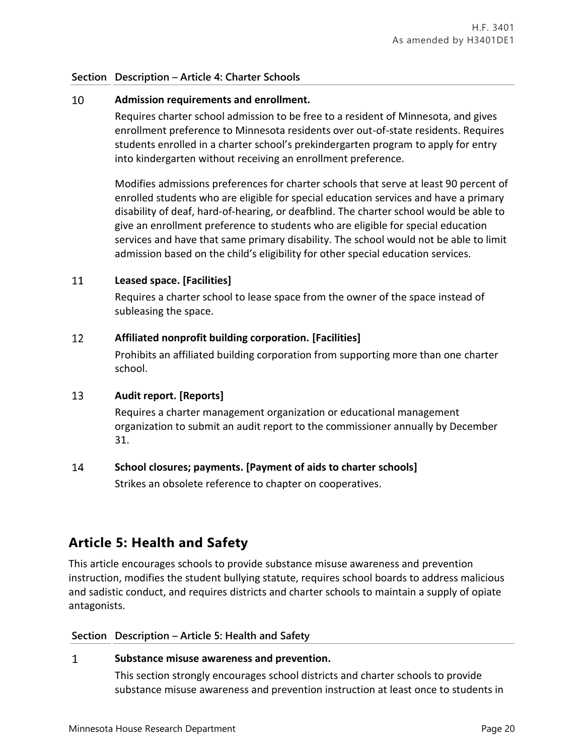| Section | Description – Article 4: Charter Schools |
|---|---|
| 10 | **Admission requirements and enrollment.**<br><br>Requires charter school admission to be free to a resident of Minnesota, and gives enrollment preference to Minnesota residents over out-of-state residents. Requires students enrolled in a charter school's prekindergarten program to apply for entry into kindergarten without receiving an enrollment preference.<br><br>Modifies admissions preferences for charter schools that serve at least 90 percent of enrolled students who are eligible for special education services and have a primary disability of deaf, hard-of-hearing, or deafblind. The charter school would be able to give an enrollment preference to students who are eligible for special education services and have that same primary disability. The school would not be able to limit admission based on the child's eligibility for other special education services. |
| 11 | **Leased space. [Facilities]**<br><br>Requires a charter school to lease space from the owner of the space instead of subleasing the space. |
| 12 | **Affiliated nonprofit building corporation. [Facilities]**<br><br>Prohibits an affiliated building corporation from supporting more than one charter school. |
| 13 | **Audit report. [Reports]**<br><br>Requires a charter management organization or educational management organization to submit an audit report to the commissioner annually by December 31. |
| 14 | **School closures; payments. [Payment of aids to charter schools]**<br><br>Strikes an obsolete reference to chapter on cooperatives. |

## Article 5: Health and Safety

This article encourages schools to provide substance misuse awareness and prevention instruction, modifies the student bullying statute, requires school boards to address malicious and sadistic conduct, and requires districts and charter schools to maintain a supply of opiate antagonists.

| Section | Description – Article 5: Health and Safety |
|---|---|
| 1 | **Substance misuse awareness and prevention.**<br><br>This section strongly encourages school districts and charter schools to provide substance misuse awareness and prevention instruction at least once to students in |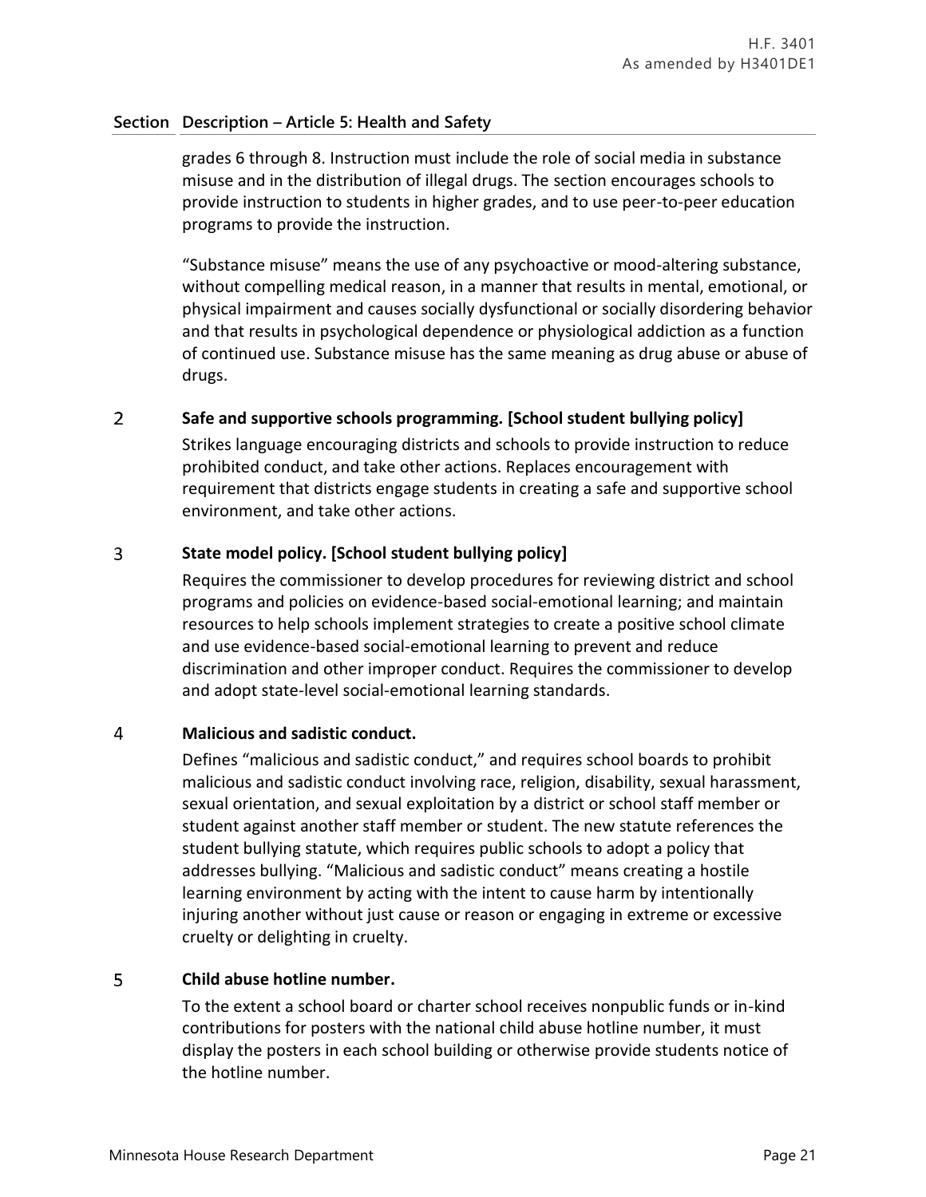| Section | Description – Article 5: Health and Safety |
|---|---|
| | grades 6 through 8. Instruction must include the role of social media in substance misuse and in the distribution of illegal drugs. The section encourages schools to provide instruction to students in higher grades, and to use peer-to-peer education programs to provide the instruction.<br><br>"Substance misuse" means the use of any psychoactive or mood-altering substance, without compelling medical reason, in a manner that results in mental, emotional, or physical impairment and causes socially dysfunctional or socially disordering behavior and that results in psychological dependence or physiological addiction as a function of continued use. Substance misuse has the same meaning as drug abuse or abuse of drugs. |
| 2 | **Safe and supportive schools programming. [School student bullying policy]**<br>Strikes language encouraging districts and schools to provide instruction to reduce prohibited conduct, and take other actions. Replaces encouragement with requirement that districts engage students in creating a safe and supportive school environment, and take other actions. |
| 3 | **State model policy. [School student bullying policy]**<br>Requires the commissioner to develop procedures for reviewing district and school programs and policies on evidence-based social-emotional learning; and maintain resources to help schools implement strategies to create a positive school climate and use evidence-based social-emotional learning to prevent and reduce discrimination and other improper conduct. Requires the commissioner to develop and adopt state-level social-emotional learning standards. |
| 4 | **Malicious and sadistic conduct.**<br>Defines "malicious and sadistic conduct," and requires school boards to prohibit malicious and sadistic conduct involving race, religion, disability, sexual harassment, sexual orientation, and sexual exploitation by a district or school staff member or student against another staff member or student. The new statute references the student bullying statute, which requires public schools to adopt a policy that addresses bullying. "Malicious and sadistic conduct" means creating a hostile learning environment by acting with the intent to cause harm by intentionally injuring another without just cause or reason or engaging in extreme or excessive cruelty or delighting in cruelty. |
| 5 | **Child abuse hotline number.**<br>To the extent a school board or charter school receives nonpublic funds or in-kind contributions for posters with the national child abuse hotline number, it must display the posters in each school building or otherwise provide students notice of the hotline number. |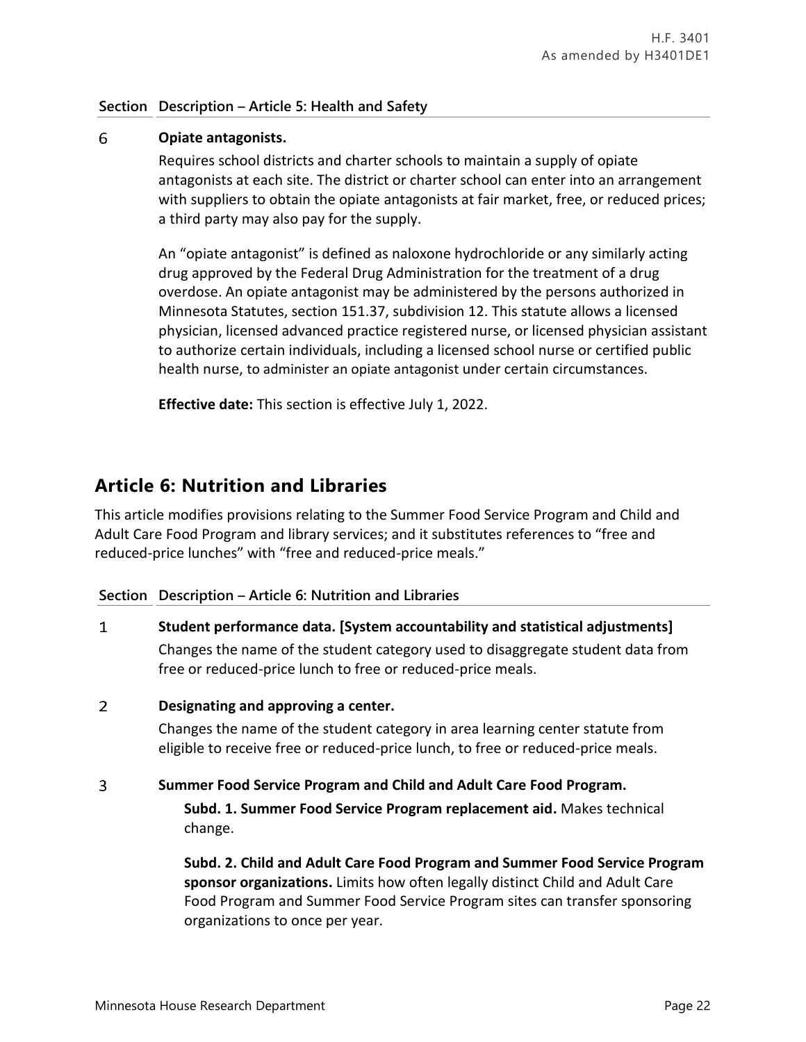| Section | Description – Article 5: Health and Safety |
|---|---|

6 **Opiate antagonists.**

Requires school districts and charter schools to maintain a supply of opiate antagonists at each site. The district or charter school can enter into an arrangement with suppliers to obtain the opiate antagonists at fair market, free, or reduced prices; a third party may also pay for the supply.

An "opiate antagonist" is defined as naloxone hydrochloride or any similarly acting drug approved by the Federal Drug Administration for the treatment of a drug overdose. An opiate antagonist may be administered by the persons authorized in Minnesota Statutes, section 151.37, subdivision 12. This statute allows a licensed physician, licensed advanced practice registered nurse, or licensed physician assistant to authorize certain individuals, including a licensed school nurse or certified public health nurse, to administer an opiate antagonist under certain circumstances.

**Effective date:** This section is effective July 1, 2022.

## Article 6: Nutrition and Libraries

This article modifies provisions relating to the Summer Food Service Program and Child and Adult Care Food Program and library services; and it substitutes references to "free and reduced-price lunches" with "free and reduced-price meals."

| Section | Description – Article 6: Nutrition and Libraries |
|---|---|

1 **Student performance data. [System accountability and statistical adjustments]**

Changes the name of the student category used to disaggregate student data from free or reduced-price lunch to free or reduced-price meals.

2 **Designating and approving a center.**

Changes the name of the student category in area learning center statute from eligible to receive free or reduced-price lunch, to free or reduced-price meals.

3 **Summer Food Service Program and Child and Adult Care Food Program.**

**Subd. 1. Summer Food Service Program replacement aid.** Makes technical change.

**Subd. 2. Child and Adult Care Food Program and Summer Food Service Program sponsor organizations.** Limits how often legally distinct Child and Adult Care Food Program and Summer Food Service Program sites can transfer sponsoring organizations to once per year.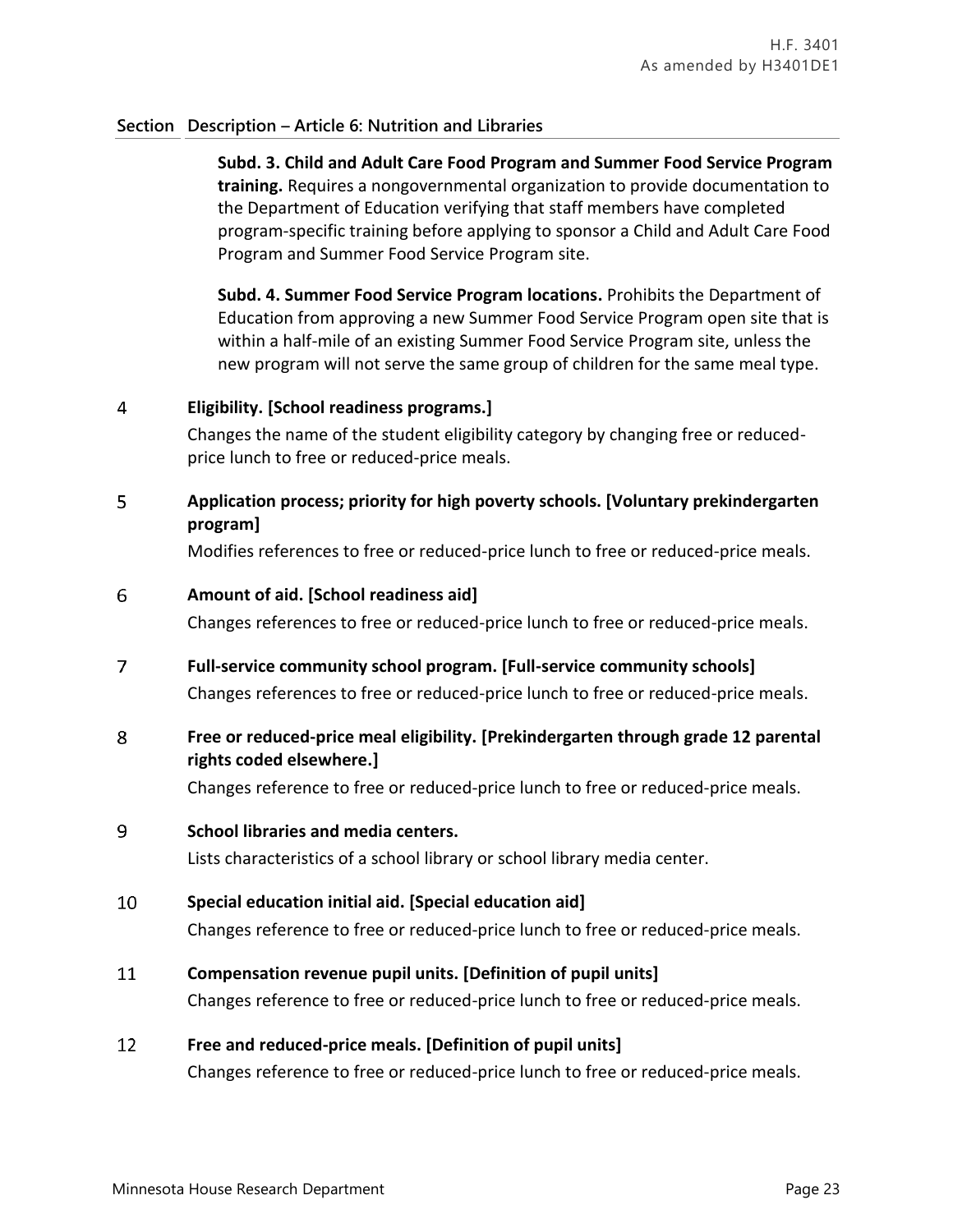| Section | Description – Article 6: Nutrition and Libraries |
|---|---|
| | **Subd. 3. Child and Adult Care Food Program and Summer Food Service Program training.** Requires a nongovernmental organization to provide documentation to the Department of Education verifying that staff members have completed program-specific training before applying to sponsor a Child and Adult Care Food Program and Summer Food Service Program site.<br><br>**Subd. 4. Summer Food Service Program locations.** Prohibits the Department of Education from approving a new Summer Food Service Program open site that is within a half-mile of an existing Summer Food Service Program site, unless the new program will not serve the same group of children for the same meal type. |
| 4 | **Eligibility. [School readiness programs.]**<br>Changes the name of the student eligibility category by changing free or reduced-price lunch to free or reduced-price meals. |
| 5 | **Application process; priority for high poverty schools. [Voluntary prekindergarten program]**<br>Modifies references to free or reduced-price lunch to free or reduced-price meals. |
| 6 | **Amount of aid. [School readiness aid]**<br>Changes references to free or reduced-price lunch to free or reduced-price meals. |
| 7 | **Full-service community school program. [Full-service community schools]**<br>Changes references to free or reduced-price lunch to free or reduced-price meals. |
| 8 | **Free or reduced-price meal eligibility. [Prekindergarten through grade 12 parental rights coded elsewhere.]**<br>Changes reference to free or reduced-price lunch to free or reduced-price meals. |
| 9 | **School libraries and media centers.**<br>Lists characteristics of a school library or school library media center. |
| 10 | **Special education initial aid. [Special education aid]**<br>Changes reference to free or reduced-price lunch to free or reduced-price meals. |
| 11 | **Compensation revenue pupil units. [Definition of pupil units]**<br>Changes reference to free or reduced-price lunch to free or reduced-price meals. |
| 12 | **Free and reduced-price meals. [Definition of pupil units]**<br>Changes reference to free or reduced-price lunch to free or reduced-price meals. |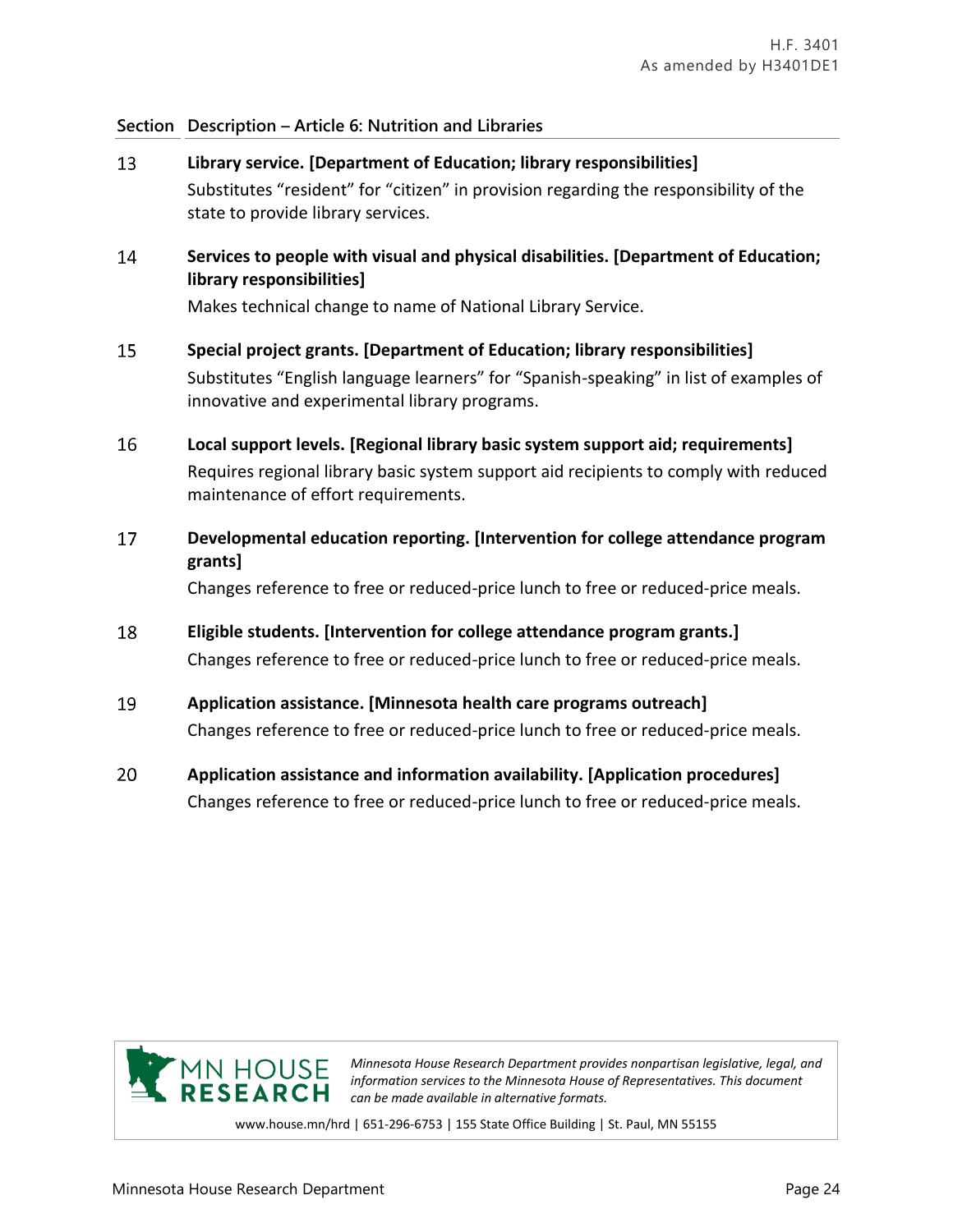| Section | Description – Article 6: Nutrition and Libraries |
|---|---|
| 13 | **Library service. [Department of Education; library responsibilities]** Substitutes "resident" for "citizen" in provision regarding the responsibility of the state to provide library services. |
| 14 | **Services to people with visual and physical disabilities. [Department of Education; library responsibilities]** Makes technical change to name of National Library Service. |
| 15 | **Special project grants. [Department of Education; library responsibilities]** Substitutes "English language learners" for "Spanish-speaking" in list of examples of innovative and experimental library programs. |
| 16 | **Local support levels. [Regional library basic system support aid; requirements]** Requires regional library basic system support aid recipients to comply with reduced maintenance of effort requirements. |
| 17 | **Developmental education reporting. [Intervention for college attendance program grants]** Changes reference to free or reduced-price lunch to free or reduced-price meals. |
| 18 | **Eligible students. [Intervention for college attendance program grants.]** Changes reference to free or reduced-price lunch to free or reduced-price meals. |
| 19 | **Application assistance. [Minnesota health care programs outreach]** Changes reference to free or reduced-price lunch to free or reduced-price meals. |
| 20 | **Application assistance and information availability. [Application procedures]** Changes reference to free or reduced-price lunch to free or reduced-price meals. |

MN HOUSE RESEARCH

*Minnesota House Research Department provides nonpartisan legislative, legal, and information services to the Minnesota House of Representatives. This document can be made available in alternative formats.*

www.house.mn/hrd | 651-296-6753 | 155 State Office Building | St. Paul, MN 55155